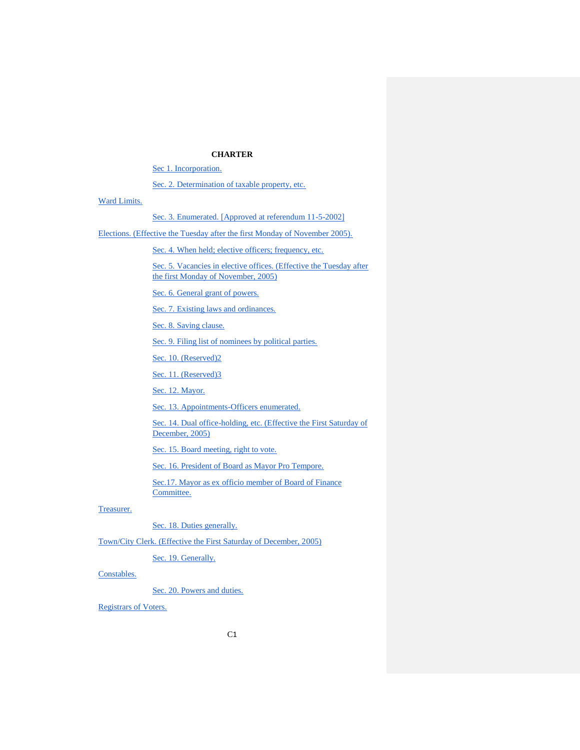# CHARTER

Sec 1. Incorporation.

Sec. 2. Determination of taxable property, etc.

Ward Limits.

Sec. 3. Enumerated. [Approved at referendum 11-5-2002]

Elections. (Effective the Tuesday after the first Monday of November 2005).

Sec. 4. When held; elective officers; frequency, etc.

Sec. 5. Vacancies in elective offices. (Effective the Tuesday after the first Monday of November, 2005)

Sec. 6. General grant of powers.

Sec. 7. Existing laws and ordinances.

Sec. 8. Saving clause.

Sec. 9. Filing list of nominees by political parties.

Sec. 10. (Reserved)2

Sec. 11. (Reserved)3

Sec. 12. Mayor.

Sec. 13. Appointments-Officers enumerated.

Sec. 14. Dual office-holding, etc. (Effective the First Saturday of December, 2005)

Sec. 15. Board meeting, right to vote.

Sec. 16. President of Board as Mayor Pro Tempore.

Sec.17. Mayor as ex officio member of Board of Finance Committee.

Treasurer.

Sec. 18. Duties generally.

Town/City Clerk. (Effective the First Saturday of December, 2005)

Sec. 19. Generally.

Constables.

Sec. 20. Powers and duties.

Registrars of Voters.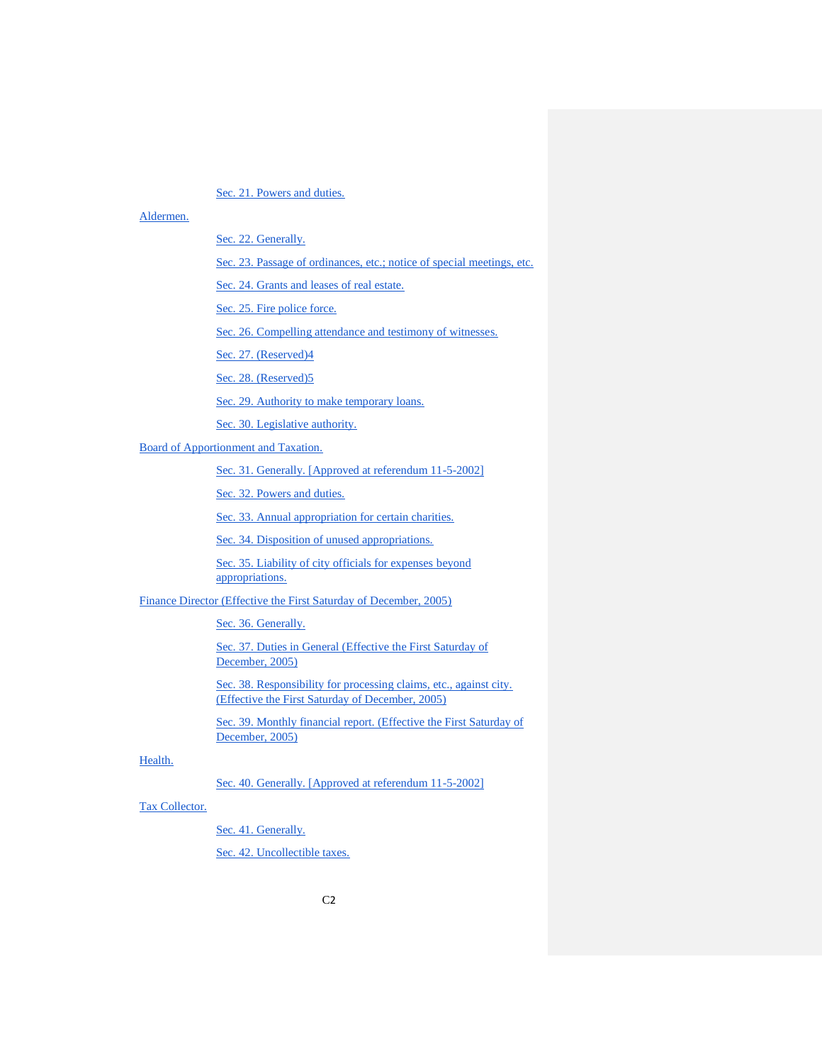Sec. 21. Powers and duties.

Aldermen.

Sec. 22. Generally.

Sec. 23. Passage of ordinances, etc.; notice of special meetings, etc.

Sec. 24. Grants and leases of real estate.

Sec. 25. Fire police force.

Sec. 26. Compelling attendance and testimony of witnesses.

Sec. 27. (Reserved)4

Sec. 28. (Reserved)5

Sec. 29. Authority to make temporary loans.

Sec. 30. Legislative authority.

Board of Apportionment and Taxation.

Sec. 31. Generally. [Approved at referendum 11-5-2002]

Sec. 32. Powers and duties.

Sec. 33. Annual appropriation for certain charities.

Sec. 34. Disposition of unused appropriations.

Sec. 35. Liability of city officials for expenses beyond appropriations.

Finance Director (Effective the First Saturday of December, 2005)

Sec. 36. Generally.

Sec. 37. Duties in General (Effective the First Saturday of December, 2005)

Sec. 38. Responsibility for processing claims, etc., against city. (Effective the First Saturday of December, 2005)

Sec. 39. Monthly financial report. (Effective the First Saturday of December, 2005)

Health.

Sec. 40. Generally. [Approved at referendum 11-5-2002]

Tax Collector.

Sec. 41. Generally.

Sec. 42. Uncollectible taxes.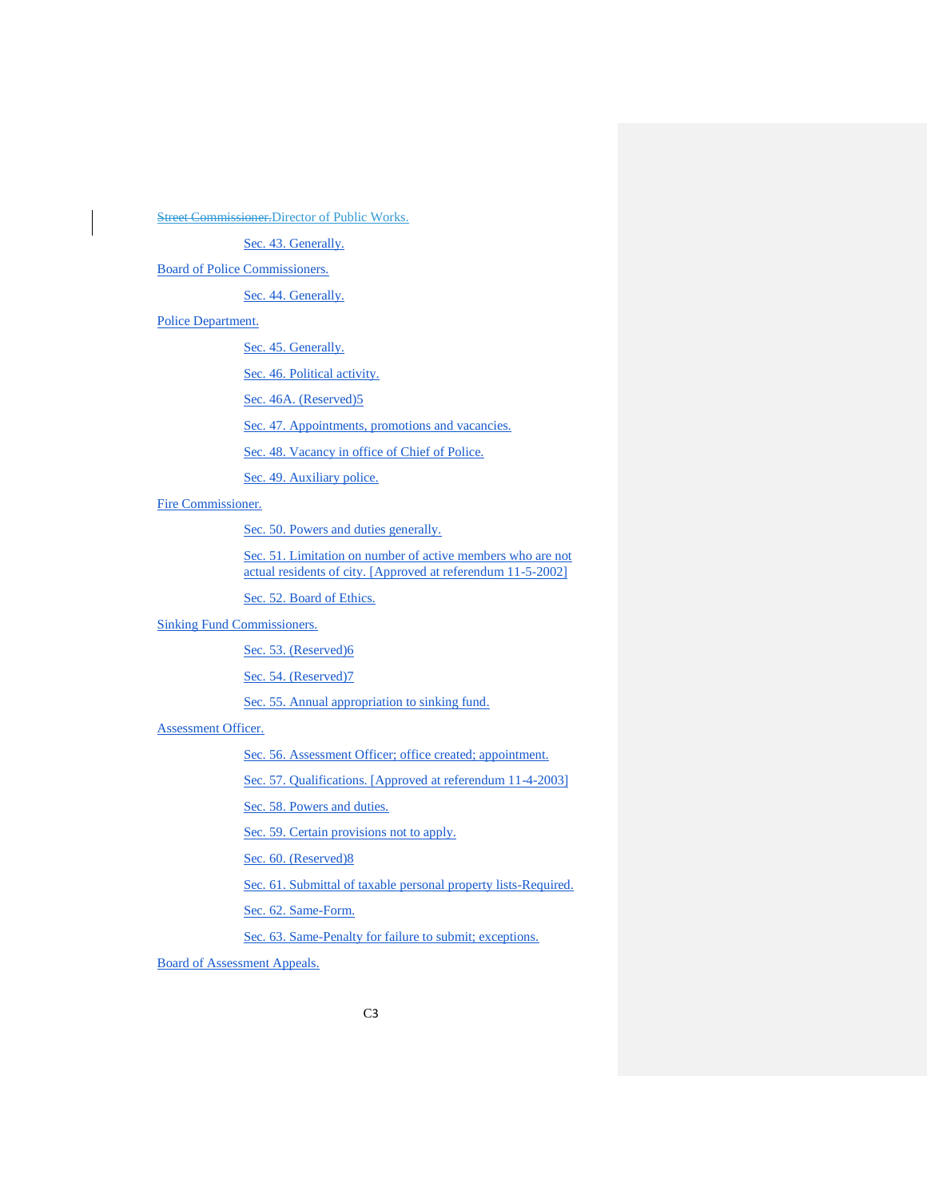~~Street Commissioner.~~Director of Public Works.

Sec. 43. Generally.

Board of Police Commissioners.

Sec. 44. Generally.

Police Department.

Sec. 45. Generally.

Sec. 46. Political activity.

Sec. 46A. (Reserved)5

Sec. 47. Appointments, promotions and vacancies.

Sec. 48. Vacancy in office of Chief of Police.

Sec. 49. Auxiliary police.

Fire Commissioner.

Sec. 50. Powers and duties generally.

Sec. 51. Limitation on number of active members who are not actual residents of city. [Approved at referendum 11-5-2002]

Sec. 52. Board of Ethics.

Sinking Fund Commissioners.

Sec. 53. (Reserved)6

Sec. 54. (Reserved)7

Sec. 55. Annual appropriation to sinking fund.

Assessment Officer.

Sec. 56. Assessment Officer; office created; appointment.

Sec. 57. Qualifications. [Approved at referendum 11-4-2003]

Sec. 58. Powers and duties.

Sec. 59. Certain provisions not to apply.

Sec. 60. (Reserved)8

Sec. 61. Submittal of taxable personal property lists-Required.

Sec. 62. Same-Form.

Sec. 63. Same-Penalty for failure to submit; exceptions.

Board of Assessment Appeals.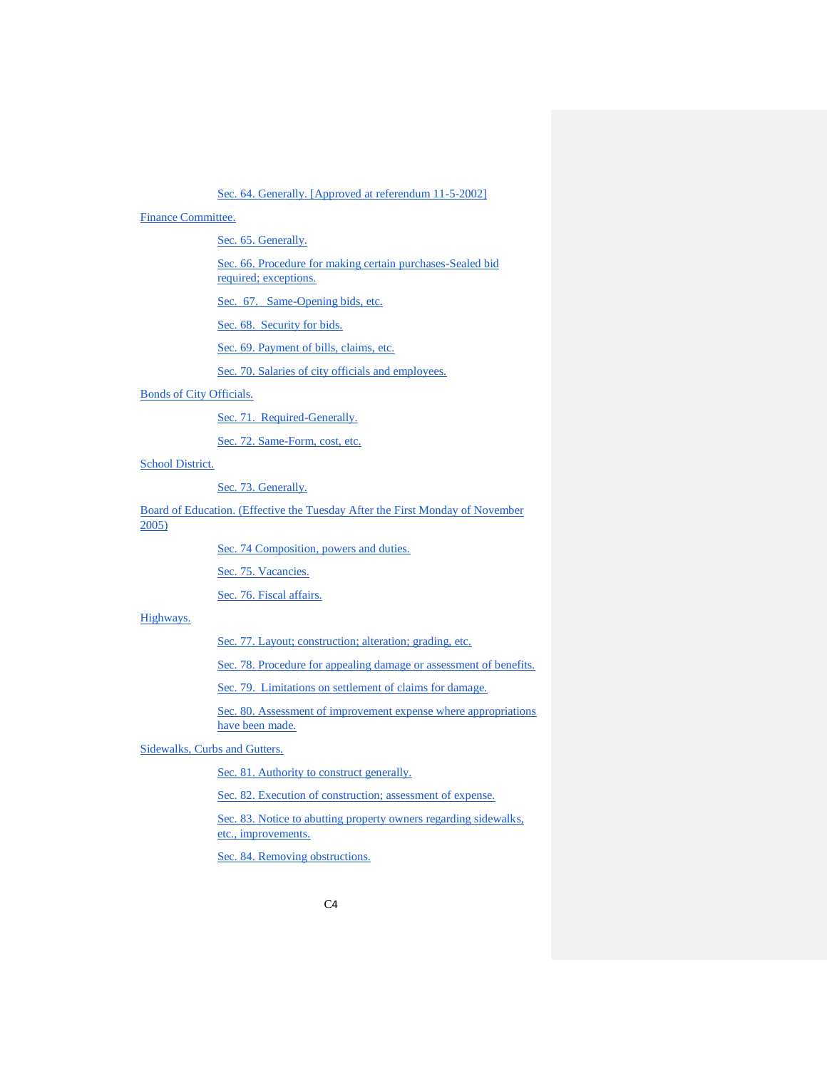Sec. 64. Generally. [Approved at referendum 11-5-2002]

Finance Committee.

- Sec. 65. Generally.
- Sec. 66. Procedure for making certain purchases-Sealed bid required; exceptions.
- Sec. 67. Same-Opening bids, etc.
- Sec. 68. Security for bids.
- Sec. 69. Payment of bills, claims, etc.
- Sec. 70. Salaries of city officials and employees.

Bonds of City Officials.

- Sec. 71. Required-Generally.
- Sec. 72. Same-Form, cost, etc.

School District.

- Sec. 73. Generally.

Board of Education. (Effective the Tuesday After the First Monday of November 2005)

- Sec. 74 Composition, powers and duties.
- Sec. 75. Vacancies.
- Sec. 76. Fiscal affairs.

Highways.

- Sec. 77. Layout; construction; alteration; grading, etc.
- Sec. 78. Procedure for appealing damage or assessment of benefits.
- Sec. 79. Limitations on settlement of claims for damage.
- Sec. 80. Assessment of improvement expense where appropriations have been made.

Sidewalks, Curbs and Gutters.

- Sec. 81. Authority to construct generally.
- Sec. 82. Execution of construction; assessment of expense.
- Sec. 83. Notice to abutting property owners regarding sidewalks, etc., improvements.
- Sec. 84. Removing obstructions.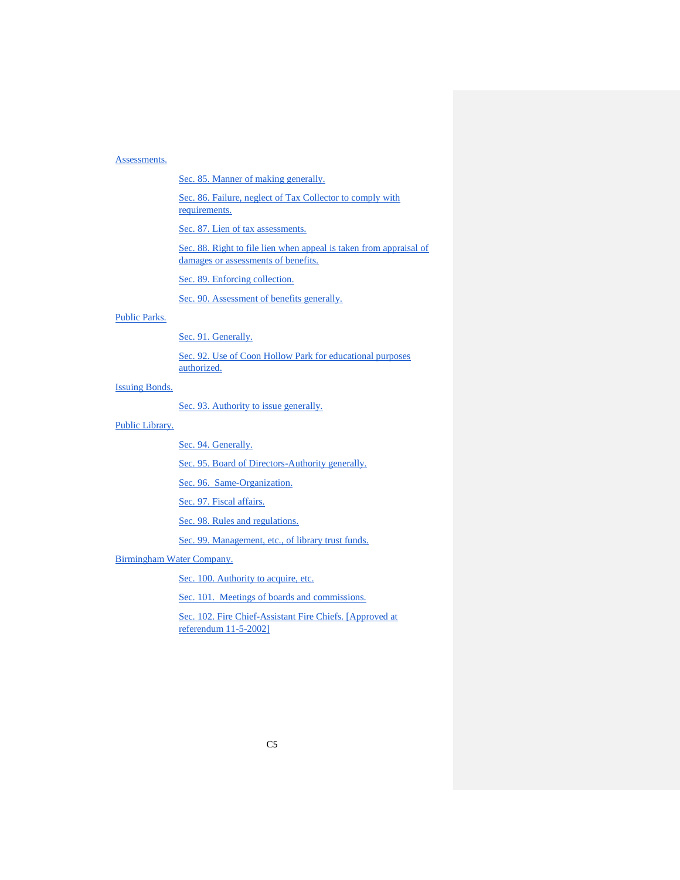Assessments.

- Sec. 85. Manner of making generally.
- Sec. 86. Failure, neglect of Tax Collector to comply with requirements.
- Sec. 87. Lien of tax assessments.
- Sec. 88. Right to file lien when appeal is taken from appraisal of damages or assessments of benefits.
- Sec. 89. Enforcing collection.
- Sec. 90. Assessment of benefits generally.

Public Parks.

- Sec. 91. Generally.
- Sec. 92. Use of Coon Hollow Park for educational purposes authorized.

Issuing Bonds.

- Sec. 93. Authority to issue generally.

Public Library.

- Sec. 94. Generally.
- Sec. 95. Board of Directors-Authority generally.
- Sec. 96. Same-Organization.
- Sec. 97. Fiscal affairs.
- Sec. 98. Rules and regulations.
- Sec. 99. Management, etc., of library trust funds.

Birmingham Water Company.

- Sec. 100. Authority to acquire, etc.
- Sec. 101. Meetings of boards and commissions.
- Sec. 102. Fire Chief-Assistant Fire Chiefs. [Approved at referendum 11-5-2002]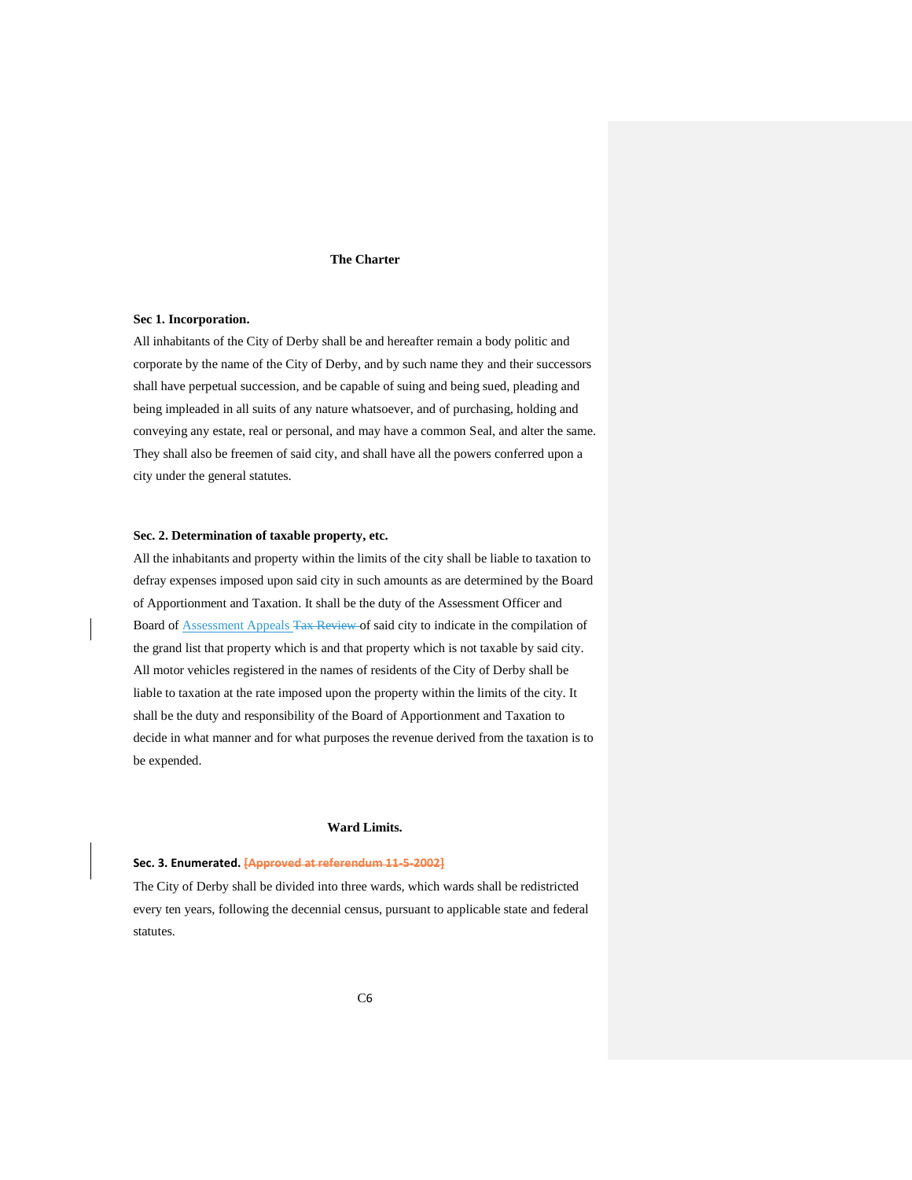## The Charter

**Sec 1. Incorporation.**

All inhabitants of the City of Derby shall be and hereafter remain a body politic and corporate by the name of the City of Derby, and by such name they and their successors shall have perpetual succession, and be capable of suing and being sued, pleading and being impleaded in all suits of any nature whatsoever, and of purchasing, holding and conveying any estate, real or personal, and may have a common Seal, and alter the same. They shall also be freemen of said city, and shall have all the powers conferred upon a city under the general statutes.

**Sec. 2. Determination of taxable property, etc.**

All the inhabitants and property within the limits of the city shall be liable to taxation to defray expenses imposed upon said city in such amounts as are determined by the Board of Apportionment and Taxation. It shall be the duty of the Assessment Officer and Board of Assessment Appeals ~~Tax Review~~ of said city to indicate in the compilation of the grand list that property which is and that property which is not taxable by said city. All motor vehicles registered in the names of residents of the City of Derby shall be liable to taxation at the rate imposed upon the property within the limits of the city. It shall be the duty and responsibility of the Board of Apportionment and Taxation to decide in what manner and for what purposes the revenue derived from the taxation is to be expended.

### Ward Limits.

**Sec. 3. Enumerated.** ~~[Approved at referendum 11-5-2002]~~

The City of Derby shall be divided into three wards, which wards shall be redistricted every ten years, following the decennial census, pursuant to applicable state and federal statutes.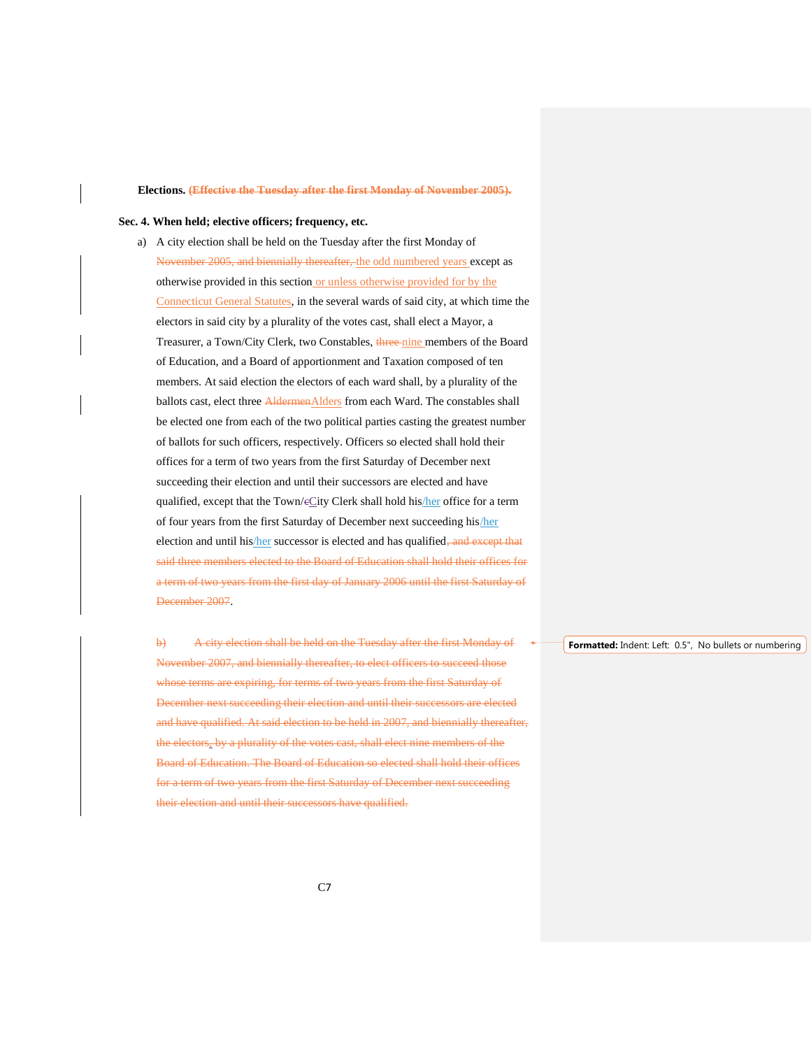**Elections.** ~~**(Effective the Tuesday after the first Monday of November 2005).**~~

**Sec. 4. When held; elective officers; frequency, etc.**

a) A city election shall be held on the Tuesday after the first Monday of ~~November 2005, and biennially thereafter,~~ the odd numbered years except as otherwise provided in this section or unless otherwise provided for by the Connecticut General Statutes, in the several wards of said city, at which time the electors in said city by a plurality of the votes cast, shall elect a Mayor, a Treasurer, a Town/City Clerk, two Constables, ~~three~~ nine members of the Board of Education, and a Board of apportionment and Taxation composed of ten members. At said election the electors of each ward shall, by a plurality of the ballots cast, elect three ~~Aldermen~~Alders from each Ward. The constables shall be elected one from each of the two political parties casting the greatest number of ballots for such officers, respectively. Officers so elected shall hold their offices for a term of two years from the first Saturday of December next succeeding their election and until their successors are elected and have qualified, except that the Town/~~c~~City Clerk shall hold his/her office for a term of four years from the first Saturday of December next succeeding his/her election and until his/her successor is elected and has qualified~~, and except that said three members elected to the Board of Education shall hold their offices for a term of two years from the first day of January 2006 until the first Saturday of December 2007~~.

~~b) A city election shall be held on the Tuesday after the first Monday of November 2007, and biennially thereafter, to elect officers to succeed those whose terms are expiring, for terms of two years from the first Saturday of December next succeeding their election and until their successors are elected and have qualified. At said election to be held in 2007, and biennially thereafter, the electors, by a plurality of the votes cast, shall elect nine members of the Board of Education. The Board of Education so elected shall hold their offices for a term of two years from the first Saturday of December next succeeding their election and until their successors have qualified.~~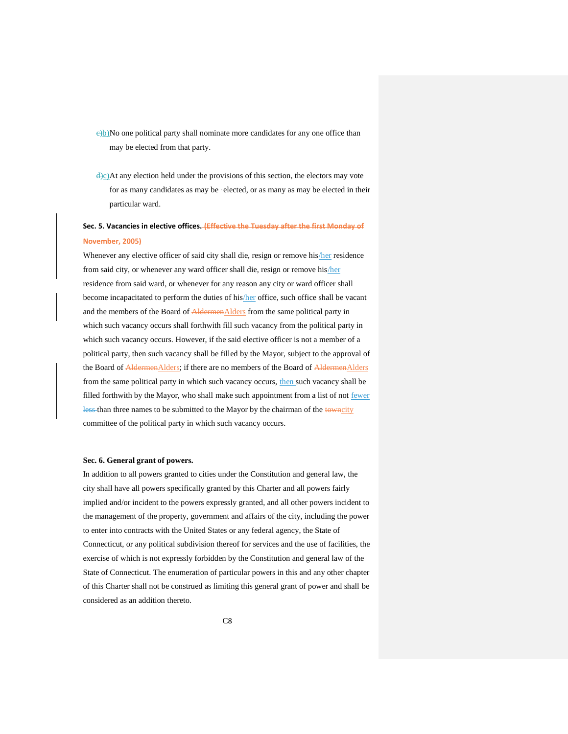c)b) No one political party shall nominate more candidates for any one office than may be elected from that party.

d)c) At any election held under the provisions of this section, the electors may vote for as many candidates as may be elected, or as many as may be elected in their particular ward.

**Sec. 5. Vacancies in elective offices.** ~~(Effective the Tuesday after the first Monday of November, 2005)~~

Whenever any elective officer of said city shall die, resign or remove his/her residence from said city, or whenever any ward officer shall die, resign or remove his/her residence from said ward, or whenever for any reason any city or ward officer shall become incapacitated to perform the duties of his/her office, such office shall be vacant and the members of the Board of ~~Aldermen~~Alders from the same political party in which such vacancy occurs shall forthwith fill such vacancy from the political party in which such vacancy occurs. However, if the said elective officer is not a member of a political party, then such vacancy shall be filled by the Mayor, subject to the approval of the Board of ~~Aldermen~~Alders; if there are no members of the Board of ~~Aldermen~~Alders from the same political party in which such vacancy occurs, then such vacancy shall be filled forthwith by the Mayor, who shall make such appointment from a list of not fewer ~~less~~ than three names to be submitted to the Mayor by the chairman of the ~~town~~city committee of the political party in which such vacancy occurs.

**Sec. 6. General grant of powers.**

In addition to all powers granted to cities under the Constitution and general law, the city shall have all powers specifically granted by this Charter and all powers fairly implied and/or incident to the powers expressly granted, and all other powers incident to the management of the property, government and affairs of the city, including the power to enter into contracts with the United States or any federal agency, the State of Connecticut, or any political subdivision thereof for services and the use of facilities, the exercise of which is not expressly forbidden by the Constitution and general law of the State of Connecticut. The enumeration of particular powers in this and any other chapter of this Charter shall not be construed as limiting this general grant of power and shall be considered as an addition thereto.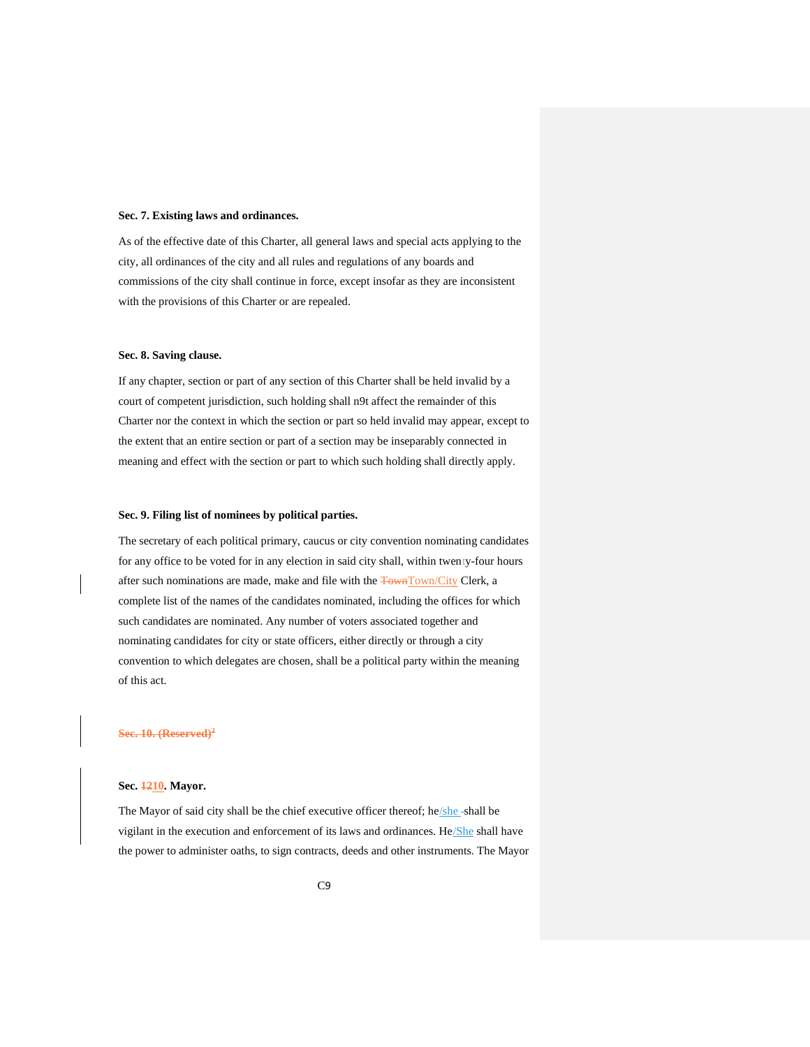**Sec. 7. Existing laws and ordinances.**

As of the effective date of this Charter, all general laws and special acts applying to the city, all ordinances of the city and all rules and regulations of any boards and commissions of the city shall continue in force, except insofar as they are inconsistent with the provisions of this Charter or are repealed.

**Sec. 8. Saving clause.**

If any chapter, section or part of any section of this Charter shall be held invalid by a court of competent jurisdiction, such holding shall n9t affect the remainder of this Charter nor the context in which the section or part so held invalid may appear, except to the extent that an entire section or part of a section may be inseparably connected in meaning and effect with the section or part to which such holding shall directly apply.

**Sec. 9. Filing list of nominees by political parties.**

The secretary of each political primary, caucus or city convention nominating candidates for any office to be voted for in any election in said city shall, within twenty-four hours after such nominations are made, make and file with the ~~Town~~Town/City Clerk, a complete list of the names of the candidates nominated, including the offices for which such candidates are nominated. Any number of voters associated together and nominating candidates for city or state officers, either directly or through a city convention to which delegates are chosen, shall be a political party within the meaning of this act.

~~**Sec. 10. (Reserved)**~~[2]

**Sec. ~~12~~10. Mayor.**

The Mayor of said city shall be the chief executive officer thereof; he/she shall be vigilant in the execution and enforcement of its laws and ordinances. He/She shall have the power to administer oaths, to sign contracts, deeds and other instruments. The Mayor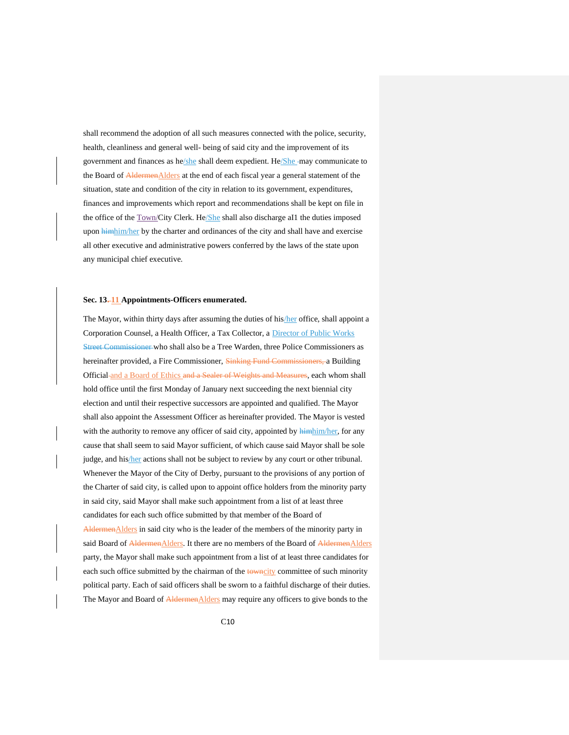shall recommend the adoption of all such measures connected with the police, security, health, cleanliness and general well- being of said city and the improvement of its government and finances as he/she shall deem expedient. He/She may communicate to the Board of ~~Aldermen~~Alders at the end of each fiscal year a general statement of the situation, state and condition of the city in relation to its government, expenditures, finances and improvements which report and recommendations shall be kept on file in the office of the Town/City Clerk. He/She shall also discharge aI1 the duties imposed upon ~~him~~him/her by the charter and ordinances of the city and shall have and exercise all other executive and administrative powers conferred by the laws of the state upon any municipal chief executive.

**Sec. 13. 11 Appointments-Officers enumerated.**

The Mayor, within thirty days after assuming the duties of his/her office, shall appoint a Corporation Counsel, a Health Officer, a Tax Collector, a Director of Public Works ~~Street Commissioner~~ who shall also be a Tree Warden, three Police Commissioners as hereinafter provided, a Fire Commissioner, ~~Sinking Fund Commissioners,~~ a Building Official and a Board of Ethics ~~and a Sealer of Weights and Measures~~, each whom shall hold office until the first Monday of January next succeeding the next biennial city election and until their respective successors are appointed and qualified. The Mayor shall also appoint the Assessment Officer as hereinafter provided. The Mayor is vested with the authority to remove any officer of said city, appointed by ~~him~~him/her, for any cause that shall seem to said Mayor sufficient, of which cause said Mayor shall be sole judge, and his/her actions shall not be subject to review by any court or other tribunal. Whenever the Mayor of the City of Derby, pursuant to the provisions of any portion of the Charter of said city, is called upon to appoint office holders from the minority party in said city, said Mayor shall make such appointment from a list of at least three candidates for each such office submitted by that member of the Board of ~~Aldermen~~Alders in said city who is the leader of the members of the minority party in said Board of ~~Aldermen~~Alders. It there are no members of the Board of ~~Aldermen~~Alders party, the Mayor shall make such appointment from a list of at least three candidates for each such office submitted by the chairman of the ~~town~~city committee of such minority political party. Each of said officers shall be sworn to a faithful discharge of their duties. The Mayor and Board of ~~Aldermen~~Alders may require any officers to give bonds to the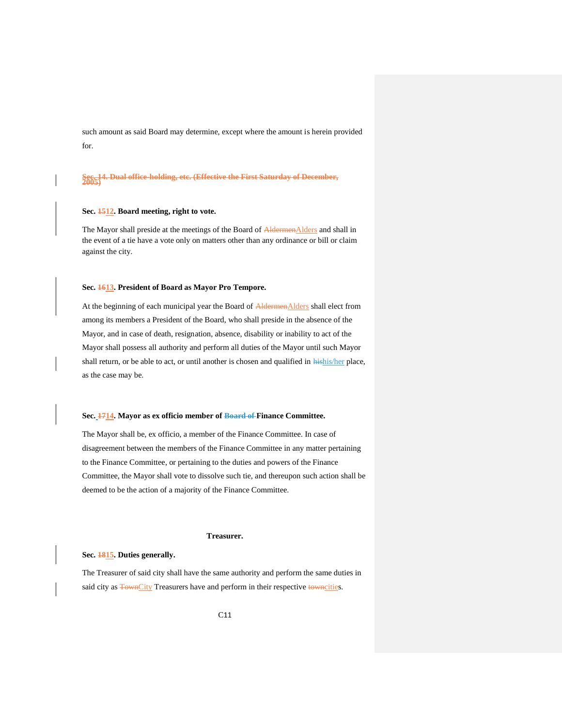such amount as said Board may determine, except where the amount is herein provided for.

**~~Sec. 14. Dual office-holding, etc. (Effective the First Saturday of December, 2005)~~**

**Sec. ~~15~~12. Board meeting, right to vote.**

The Mayor shall preside at the meetings of the Board of ~~Aldermen~~Alders and shall in the event of a tie have a vote only on matters other than any ordinance or bill or claim against the city.

**Sec. ~~16~~13. President of Board as Mayor Pro Tempore.**

At the beginning of each municipal year the Board of ~~Aldermen~~Alders shall elect from among its members a President of the Board, who shall preside in the absence of the Mayor, and in case of death, resignation, absence, disability or inability to act of the Mayor shall possess all authority and perform all duties of the Mayor until such Mayor shall return, or be able to act, or until another is chosen and qualified in ~~his~~his/her place, as the case may be.

**Sec. ~~17~~14. Mayor as ex officio member of ~~Board of~~ Finance Committee.**

The Mayor shall be, ex officio, a member of the Finance Committee. In case of disagreement between the members of the Finance Committee in any matter pertaining to the Finance Committee, or pertaining to the duties and powers of the Finance Committee, the Mayor shall vote to dissolve such tie, and thereupon such action shall be deemed to be the action of a majority of the Finance Committee.

**Treasurer.**

**Sec. ~~18~~15. Duties generally.**

The Treasurer of said city shall have the same authority and perform the same duties in said city as ~~Town~~City Treasurers have and perform in their respective ~~town~~cities.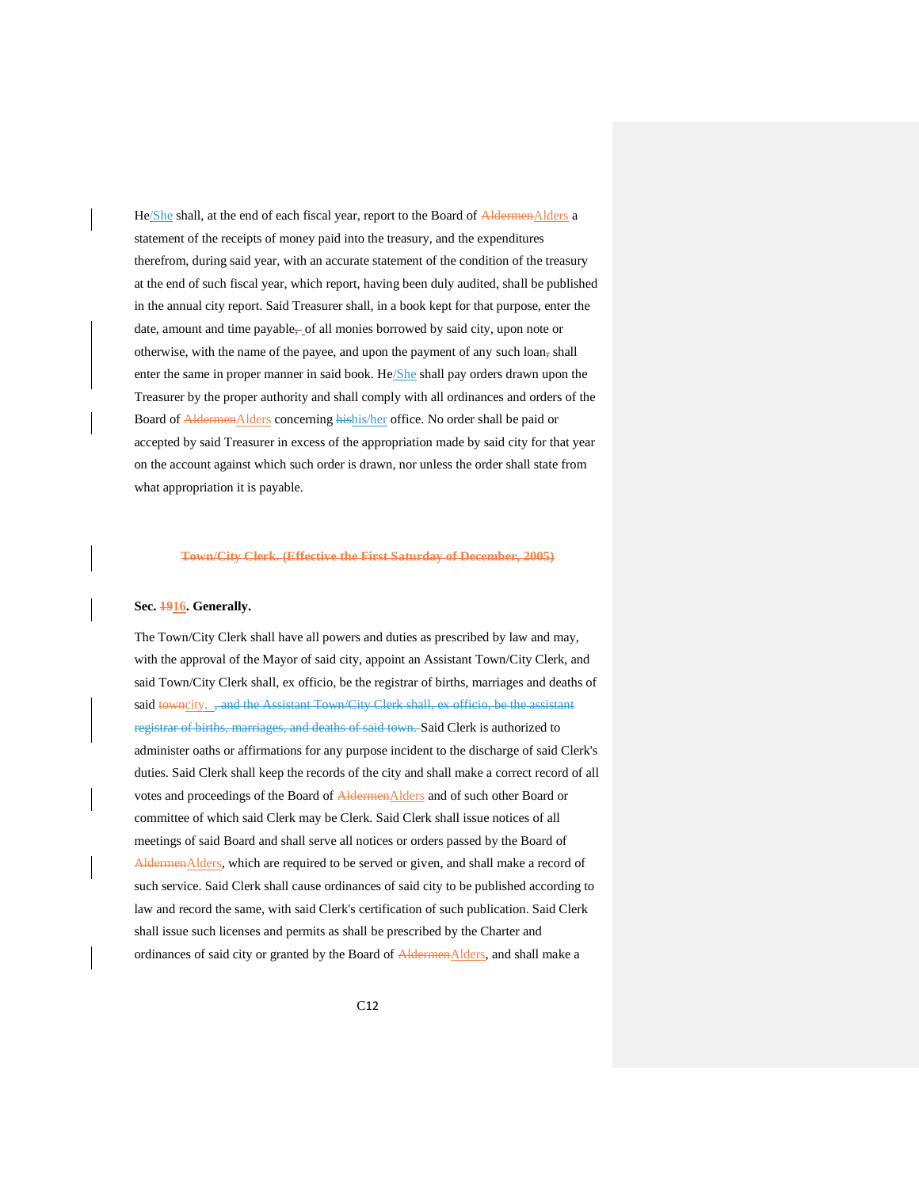He/She shall, at the end of each fiscal year, report to the Board of ~~Aldermen~~Alders a statement of the receipts of money paid into the treasury, and the expenditures therefrom, during said year, with an accurate statement of the condition of the treasury at the end of such fiscal year, which report, having been duly audited, shall be published in the annual city report. Said Treasurer shall, in a book kept for that purpose, enter the date, amount and time payable~~,~~ of all monies borrowed by said city, upon note or otherwise, with the name of the payee, and upon the payment of any such loan~~,~~ shall enter the same in proper manner in said book. He/She shall pay orders drawn upon the Treasurer by the proper authority and shall comply with all ordinances and orders of the Board of ~~Aldermen~~Alders concerning ~~his~~his/her office. No order shall be paid or accepted by said Treasurer in excess of the appropriation made by said city for that year on the account against which such order is drawn, nor unless the order shall state from what appropriation it is payable.

**~~Town/City Clerk. (Effective the First Saturday of December, 2005)~~**

**Sec. ~~19~~16. Generally.**

The Town/City Clerk shall have all powers and duties as prescribed by law and may, with the approval of the Mayor of said city, appoint an Assistant Town/City Clerk, and said Town/City Clerk shall, ex officio, be the registrar of births, marriages and deaths of said ~~town~~city. ~~, and the Assistant Town/City Clerk shall, ex officio, be the assistant registrar of births, marriages, and deaths of said town.~~ Said Clerk is authorized to administer oaths or affirmations for any purpose incident to the discharge of said Clerk's duties. Said Clerk shall keep the records of the city and shall make a correct record of all votes and proceedings of the Board of ~~Aldermen~~Alders and of such other Board or committee of which said Clerk may be Clerk. Said Clerk shall issue notices of all meetings of said Board and shall serve all notices or orders passed by the Board of ~~Aldermen~~Alders, which are required to be served or given, and shall make a record of such service. Said Clerk shall cause ordinances of said city to be published according to law and record the same, with said Clerk's certification of such publication. Said Clerk shall issue such licenses and permits as shall be prescribed by the Charter and ordinances of said city or granted by the Board of ~~Aldermen~~Alders, and shall make a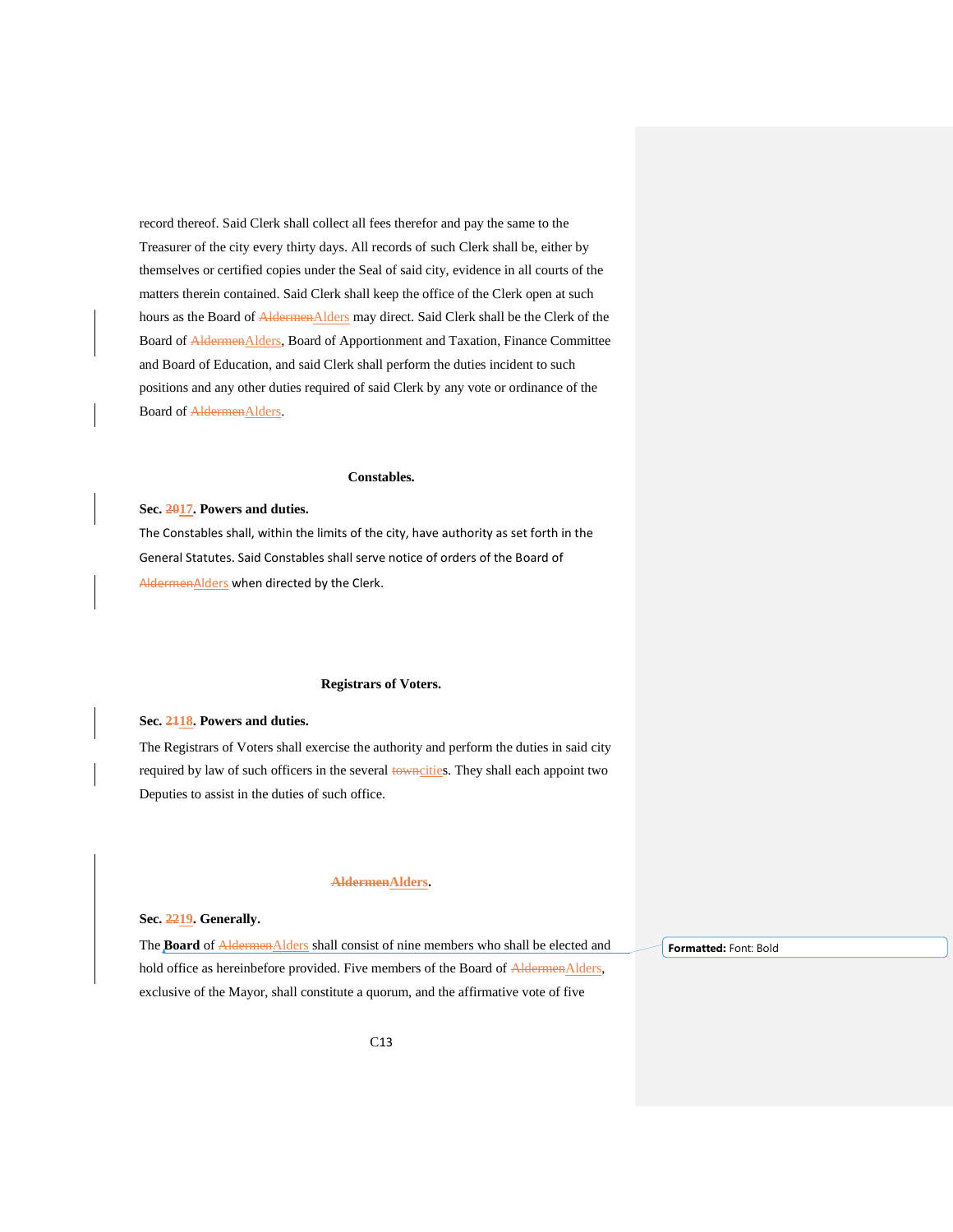record thereof. Said Clerk shall collect all fees therefor and pay the same to the Treasurer of the city every thirty days. All records of such Clerk shall be, either by themselves or certified copies under the Seal of said city, evidence in all courts of the matters therein contained. Said Clerk shall keep the office of the Clerk open at such hours as the Board of ~~Aldermen~~Alders may direct. Said Clerk shall be the Clerk of the Board of ~~Aldermen~~Alders, Board of Apportionment and Taxation, Finance Committee and Board of Education, and said Clerk shall perform the duties incident to such positions and any other duties required of said Clerk by any vote or ordinance of the Board of ~~Aldermen~~Alders.

## Constables.

**Sec. ~~20~~17. Powers and duties.**

The Constables shall, within the limits of the city, have authority as set forth in the General Statutes. Said Constables shall serve notice of orders of the Board of ~~Aldermen~~Alders when directed by the Clerk.

## Registrars of Voters.

**Sec. ~~21~~18. Powers and duties.**

The Registrars of Voters shall exercise the authority and perform the duties in said city required by law of such officers in the several ~~town~~cities. They shall each appoint two Deputies to assist in the duties of such office.

## ~~Aldermen~~Alders.

**Sec. ~~22~~19. Generally.**

The **Board** of ~~Aldermen~~Alders shall consist of nine members who shall be elected and hold office as hereinbefore provided. Five members of the Board of ~~Aldermen~~Alders, exclusive of the Mayor, shall constitute a quorum, and the affirmative vote of five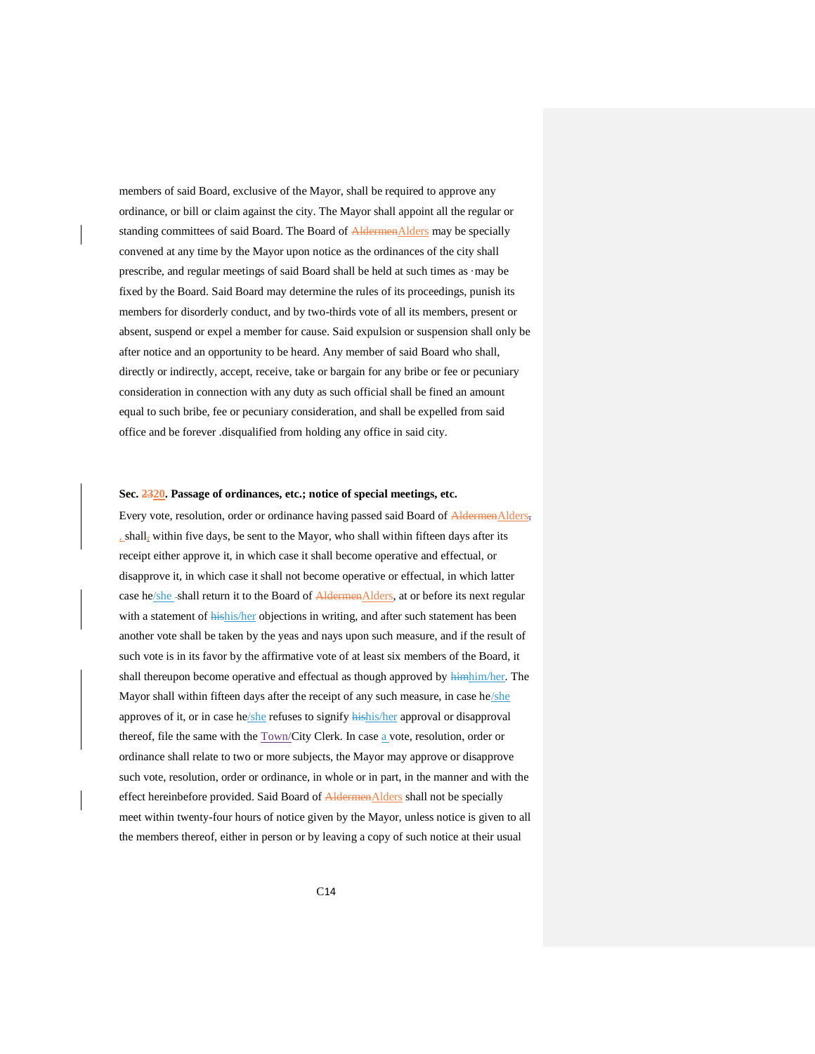members of said Board, exclusive of the Mayor, shall be required to approve any ordinance, or bill or claim against the city. The Mayor shall appoint all the regular or standing committees of said Board. The Board of ~~Aldermen~~Alders may be specially convened at any time by the Mayor upon notice as the ordinances of the city shall prescribe, and regular meetings of said Board shall be held at such times as ·may be fixed by the Board. Said Board may determine the rules of its proceedings, punish its members for disorderly conduct, and by two-thirds vote of all its members, present or absent, suspend or expel a member for cause. Said expulsion or suspension shall only be after notice and an opportunity to be heard. Any member of said Board who shall, directly or indirectly, accept, receive, take or bargain for any bribe or fee or pecuniary consideration in connection with any duty as such official shall be fined an amount equal to such bribe, fee or pecuniary consideration, and shall be expelled from said office and be forever .disqualified from holding any office in said city.

**Sec. ~~23~~20. Passage of ordinances, etc.; notice of special meetings, etc.**

Every vote, resolution, order or ordinance having passed said Board of ~~Aldermen~~Alders~~,~~ , shall~~,~~ within five days, be sent to the Mayor, who shall within fifteen days after its receipt either approve it, in which case it shall become operative and effectual, or disapprove it, in which case it shall not become operative or effectual, in which latter case he/she shall return it to the Board of ~~Aldermen~~Alders, at or before its next regular with a statement of ~~his~~his/her objections in writing, and after such statement has been another vote shall be taken by the yeas and nays upon such measure, and if the result of such vote is in its favor by the affirmative vote of at least six members of the Board, it shall thereupon become operative and effectual as though approved by ~~him~~him/her. The Mayor shall within fifteen days after the receipt of any such measure, in case he/she approves of it, or in case he/she refuses to signify ~~his~~his/her approval or disapproval thereof, file the same with the Town/City Clerk. In case a vote, resolution, order or ordinance shall relate to two or more subjects, the Mayor may approve or disapprove such vote, resolution, order or ordinance, in whole or in part, in the manner and with the effect hereinbefore provided. Said Board of ~~Aldermen~~Alders shall not be specially meet within twenty-four hours of notice given by the Mayor, unless notice is given to all the members thereof, either in person or by leaving a copy of such notice at their usual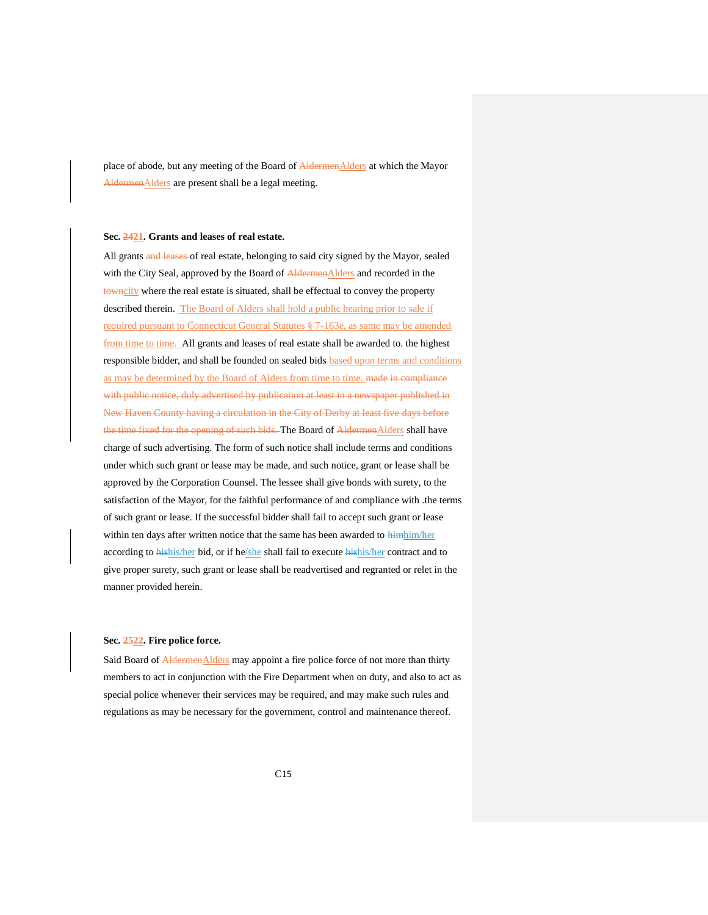place of abode, but any meeting of the Board of ~~Aldermen~~Alders at which the Mayor ~~Aldermen~~Alders are present shall be a legal meeting.

**Sec. ~~24~~21. Grants and leases of real estate.**

All grants ~~and leases~~ of real estate, belonging to said city signed by the Mayor, sealed with the City Seal, approved by the Board of ~~Aldermen~~Alders and recorded in the ~~town~~city where the real estate is situated, shall be effectual to convey the property described therein. The Board of Alders shall hold a public hearing prior to sale if required pursuant to Connecticut General Statutes § 7-163e, as same may be amended from time to time. All grants and leases of real estate shall be awarded to. the highest responsible bidder, and shall be founded on sealed bids based upon terms and conditions as may be determined by the Board of Alders from time to time. ~~made in compliance with public notice, duly advertised by publication at least in a newspaper published in New Haven County having a circulation in the City of Derby at least five days before the time fixed for the opening of such bids.~~ The Board of ~~Aldermen~~Alders shall have charge of such advertising. The form of such notice shall include terms and conditions under which such grant or lease may be made, and such notice, grant or lease shall be approved by the Corporation Counsel. The lessee shall give bonds with surety, to the satisfaction of the Mayor, for the faithful performance of and compliance with .the terms of such grant or lease. If the successful bidder shall fail to accept such grant or lease within ten days after written notice that the same has been awarded to ~~him~~him/her according to ~~his~~his/her bid, or if he/she shall fail to execute ~~his~~his/her contract and to give proper surety, such grant or lease shall be readvertised and regranted or relet in the manner provided herein.

**Sec. ~~25~~22. Fire police force.**

Said Board of ~~Aldermen~~Alders may appoint a fire police force of not more than thirty members to act in conjunction with the Fire Department when on duty, and also to act as special police whenever their services may be required, and may make such rules and regulations as may be necessary for the government, control and maintenance thereof.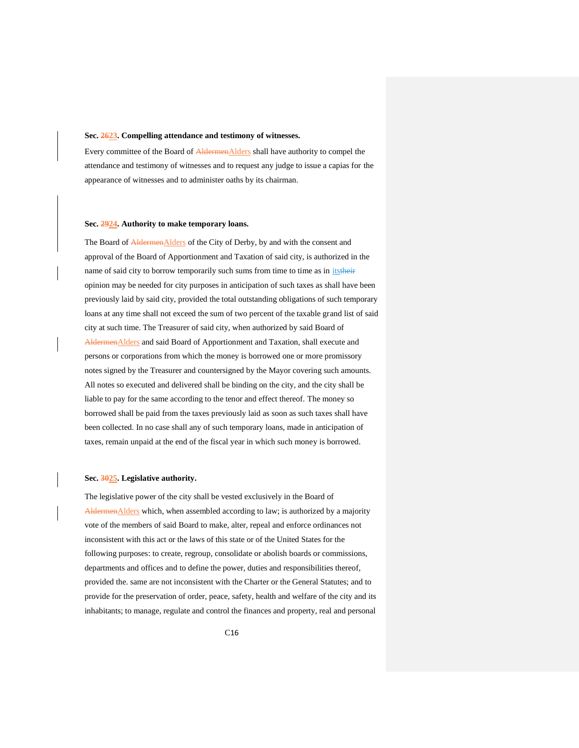**Sec. ~~26~~23. Compelling attendance and testimony of witnesses.**

Every committee of the Board of ~~Aldermen~~Alders shall have authority to compel the attendance and testimony of witnesses and to request any judge to issue a capias for the appearance of witnesses and to administer oaths by its chairman.

**Sec. ~~29~~24. Authority to make temporary loans.**

The Board of ~~Aldermen~~Alders of the City of Derby, by and with the consent and approval of the Board of Apportionment and Taxation of said city, is authorized in the name of said city to borrow temporarily such sums from time to time as in its~~their~~ opinion may be needed for city purposes in anticipation of such taxes as shall have been previously laid by said city, provided the total outstanding obligations of such temporary loans at any time shall not exceed the sum of two percent of the taxable grand list of said city at such time. The Treasurer of said city, when authorized by said Board of ~~Aldermen~~Alders and said Board of Apportionment and Taxation, shall execute and persons or corporations from which the money is borrowed one or more promissory notes signed by the Treasurer and countersigned by the Mayor covering such amounts. All notes so executed and delivered shall be binding on the city, and the city shall be liable to pay for the same according to the tenor and effect thereof. The money so borrowed shall be paid from the taxes previously laid as soon as such taxes shall have been collected. In no case shall any of such temporary loans, made in anticipation of taxes, remain unpaid at the end of the fiscal year in which such money is borrowed.

**Sec. ~~30~~25. Legislative authority.**

The legislative power of the city shall be vested exclusively in the Board of ~~Aldermen~~Alders which, when assembled according to law; is authorized by a majority vote of the members of said Board to make, alter, repeal and enforce ordinances not inconsistent with this act or the laws of this state or of the United States for the following purposes: to create, regroup, consolidate or abolish boards or commissions, departments and offices and to define the power, duties and responsibilities thereof, provided the. same are not inconsistent with the Charter or the General Statutes; and to provide for the preservation of order, peace, safety, health and welfare of the city and its inhabitants; to manage, regulate and control the finances and property, real and personal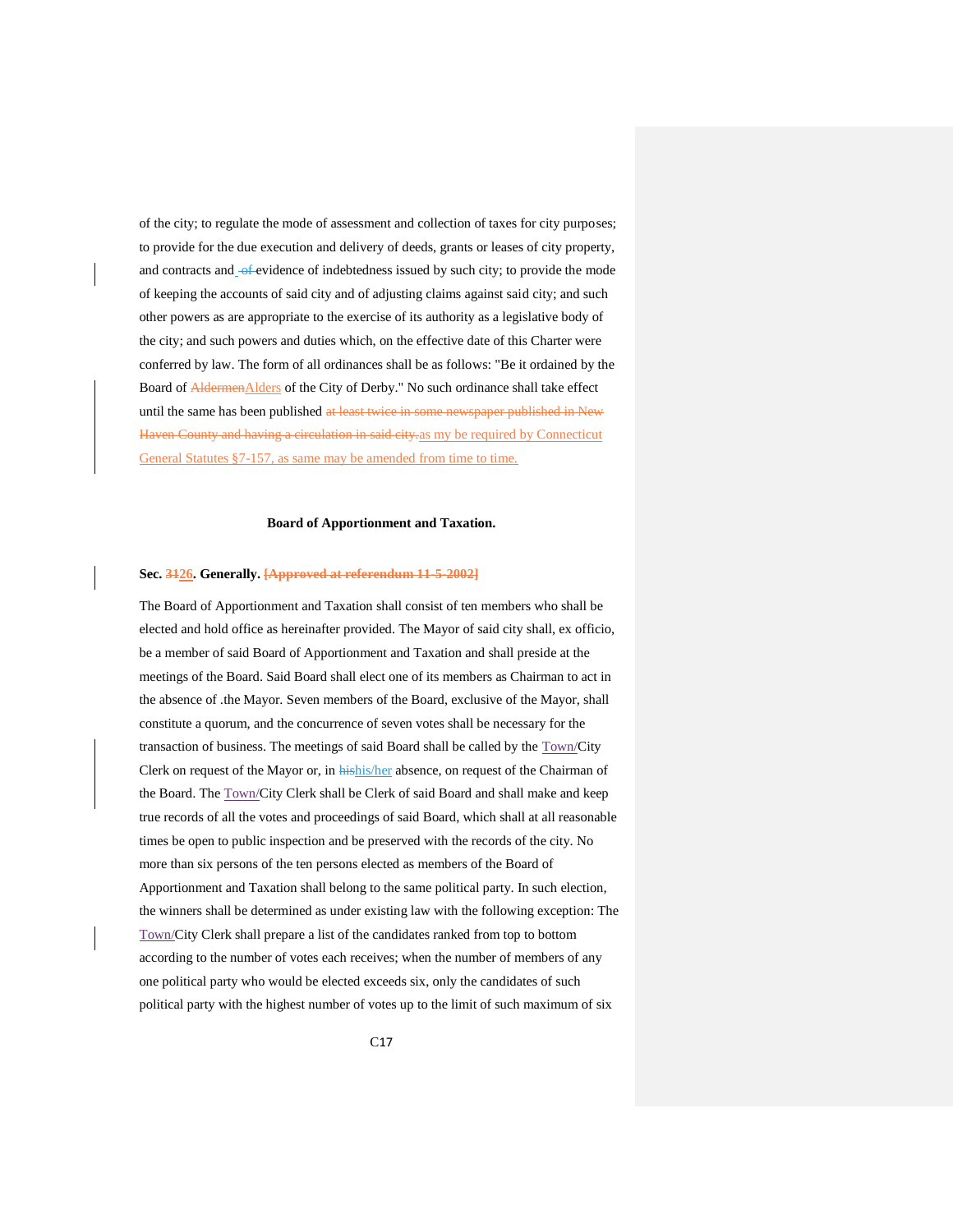of the city; to regulate the mode of assessment and collection of taxes for city purposes; to provide for the due execution and delivery of deeds, grants or leases of city property, and contracts and ~~of~~ evidence of indebtedness issued by such city; to provide the mode of keeping the accounts of said city and of adjusting claims against said city; and such other powers as are appropriate to the exercise of its authority as a legislative body of the city; and such powers and duties which, on the effective date of this Charter were conferred by law. The form of all ordinances shall be as follows: "Be it ordained by the Board of ~~Aldermen~~Alders of the City of Derby." No such ordinance shall take effect until the same has been published ~~at least twice in some newspaper published in New Haven County and having a circulation in said city.~~as my be required by Connecticut General Statutes §7-157, as same may be amended from time to time.

### Board of Apportionment and Taxation.

**Sec. ~~31~~26. Generally. ~~[Approved at referendum 11-5-2002]~~**

The Board of Apportionment and Taxation shall consist of ten members who shall be elected and hold office as hereinafter provided. The Mayor of said city shall, ex officio, be a member of said Board of Apportionment and Taxation and shall preside at the meetings of the Board. Said Board shall elect one of its members as Chairman to act in the absence of .the Mayor. Seven members of the Board, exclusive of the Mayor, shall constitute a quorum, and the concurrence of seven votes shall be necessary for the transaction of business. The meetings of said Board shall be called by the Town/City Clerk on request of the Mayor or, in ~~his~~his/her absence, on request of the Chairman of the Board. The Town/City Clerk shall be Clerk of said Board and shall make and keep true records of all the votes and proceedings of said Board, which shall at all reasonable times be open to public inspection and be preserved with the records of the city. No more than six persons of the ten persons elected as members of the Board of Apportionment and Taxation shall belong to the same political party. In such election, the winners shall be determined as under existing law with the following exception: The Town/City Clerk shall prepare a list of the candidates ranked from top to bottom according to the number of votes each receives; when the number of members of any one political party who would be elected exceeds six, only the candidates of such political party with the highest number of votes up to the limit of such maximum of six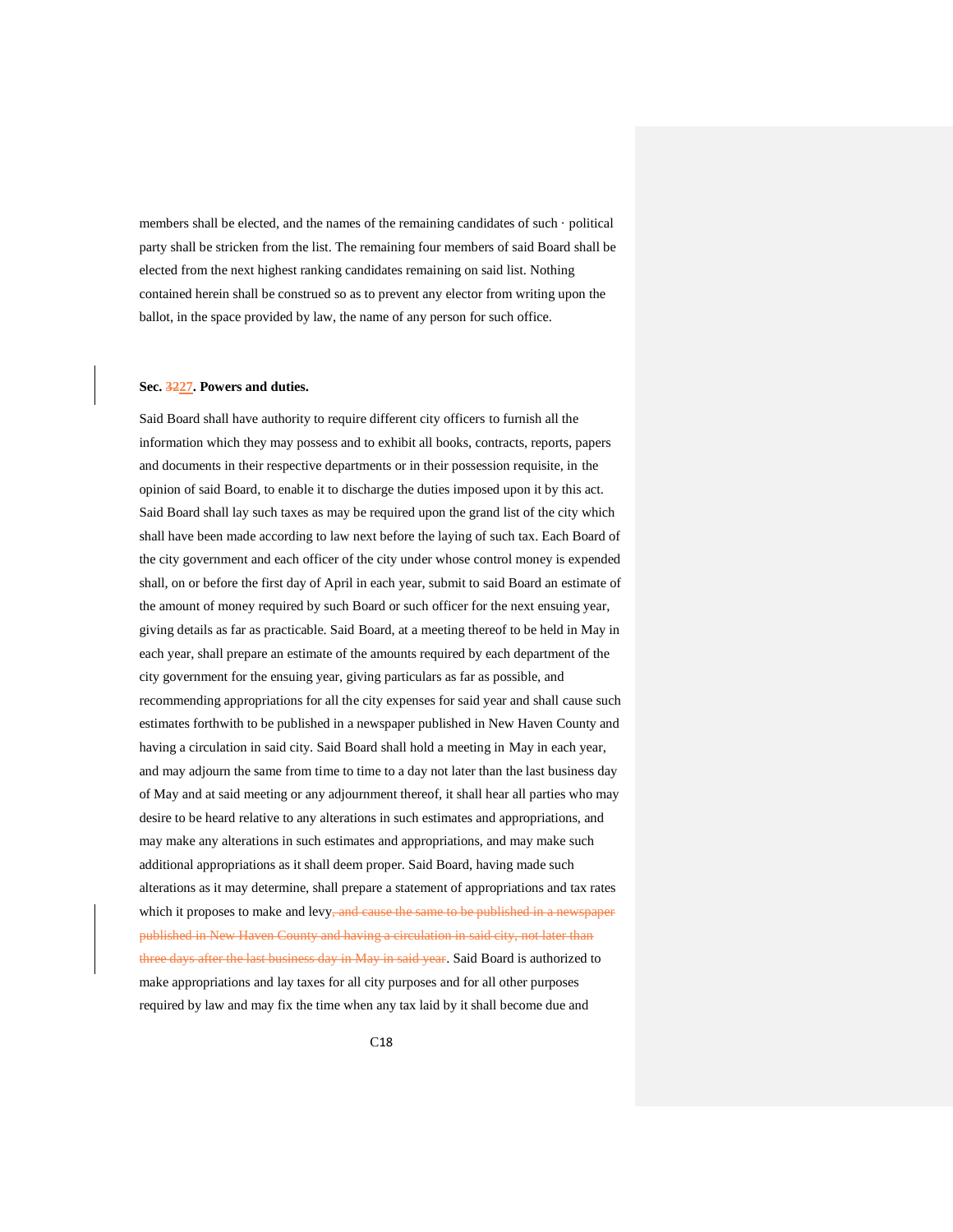members shall be elected, and the names of the remaining candidates of such · political party shall be stricken from the list. The remaining four members of said Board shall be elected from the next highest ranking candidates remaining on said list. Nothing contained herein shall be construed so as to prevent any elector from writing upon the ballot, in the space provided by law, the name of any person for such office.

**Sec. ~~32~~27. Powers and duties.**

Said Board shall have authority to require different city officers to furnish all the information which they may possess and to exhibit all books, contracts, reports, papers and documents in their respective departments or in their possession requisite, in the opinion of said Board, to enable it to discharge the duties imposed upon it by this act. Said Board shall lay such taxes as may be required upon the grand list of the city which shall have been made according to law next before the laying of such tax. Each Board of the city government and each officer of the city under whose control money is expended shall, on or before the first day of April in each year, submit to said Board an estimate of the amount of money required by such Board or such officer for the next ensuing year, giving details as far as practicable. Said Board, at a meeting thereof to be held in May in each year, shall prepare an estimate of the amounts required by each department of the city government for the ensuing year, giving particulars as far as possible, and recommending appropriations for all the city expenses for said year and shall cause such estimates forthwith to be published in a newspaper published in New Haven County and having a circulation in said city. Said Board shall hold a meeting in May in each year, and may adjourn the same from time to time to a day not later than the last business day of May and at said meeting or any adjournment thereof, it shall hear all parties who may desire to be heard relative to any alterations in such estimates and appropriations, and may make any alterations in such estimates and appropriations, and may make such additional appropriations as it shall deem proper. Said Board, having made such alterations as it may determine, shall prepare a statement of appropriations and tax rates which it proposes to make and levy~~, and cause the same to be published in a newspaper published in New Haven County and having a circulation in said city, not later than three days after the last business day in May in said year~~. Said Board is authorized to make appropriations and lay taxes for all city purposes and for all other purposes required by law and may fix the time when any tax laid by it shall become due and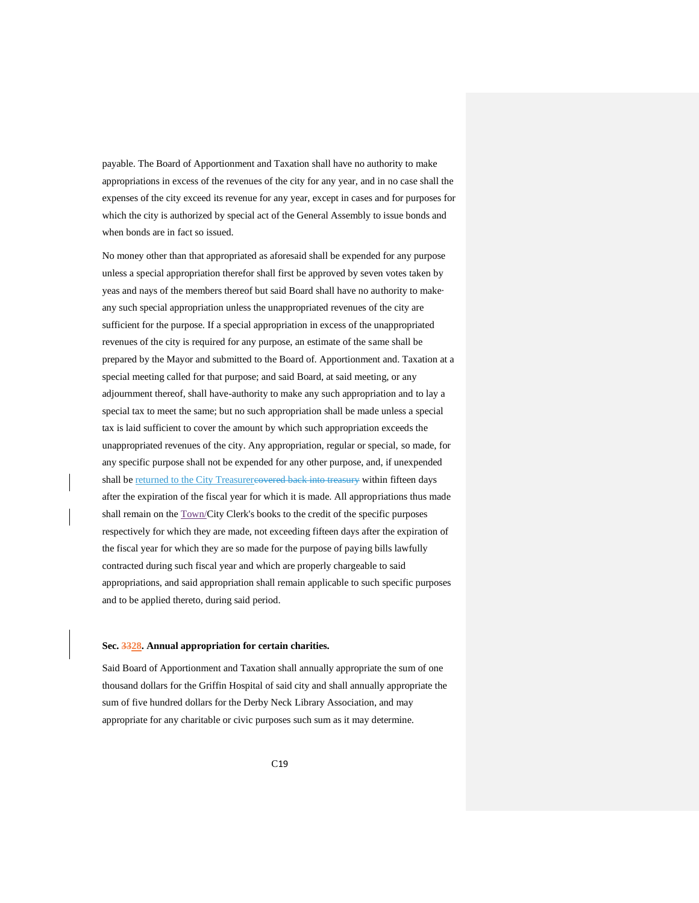payable. The Board of Apportionment and Taxation shall have no authority to make appropriations in excess of the revenues of the city for any year, and in no case shall the expenses of the city exceed its revenue for any year, except in cases and for purposes for which the city is authorized by special act of the General Assembly to issue bonds and when bonds are in fact so issued.

No money other than that appropriated as aforesaid shall be expended for any purpose unless a special appropriation therefor shall first be approved by seven votes taken by yeas and nays of the members thereof but said Board shall have no authority to make· any such special appropriation unless the unappropriated revenues of the city are sufficient for the purpose. If a special appropriation in excess of the unappropriated revenues of the city is required for any purpose, an estimate of the same shall be prepared by the Mayor and submitted to the Board of. Apportionment and. Taxation at a special meeting called for that purpose; and said Board, at said meeting, or any adjournment thereof, shall have-authority to make any such appropriation and to lay a special tax to meet the same; but no such appropriation shall be made unless a special tax is laid sufficient to cover the amount by which such appropriation exceeds the unappropriated revenues of the city. Any appropriation, regular or special, so made, for any specific purpose shall not be expended for any other purpose, and, if unexpended shall be returned to the City Treasurer~~covered back into treasury~~ within fifteen days after the expiration of the fiscal year for which it is made. All appropriations thus made shall remain on the Town/City Clerk's books to the credit of the specific purposes respectively for which they are made, not exceeding fifteen days after the expiration of the fiscal year for which they are so made for the purpose of paying bills lawfully contracted during such fiscal year and which are properly chargeable to said appropriations, and said appropriation shall remain applicable to such specific purposes and to be applied thereto, during said period.

**Sec. ~~33~~28. Annual appropriation for certain charities.**

Said Board of Apportionment and Taxation shall annually appropriate the sum of one thousand dollars for the Griffin Hospital of said city and shall annually appropriate the sum of five hundred dollars for the Derby Neck Library Association, and may appropriate for any charitable or civic purposes such sum as it may determine.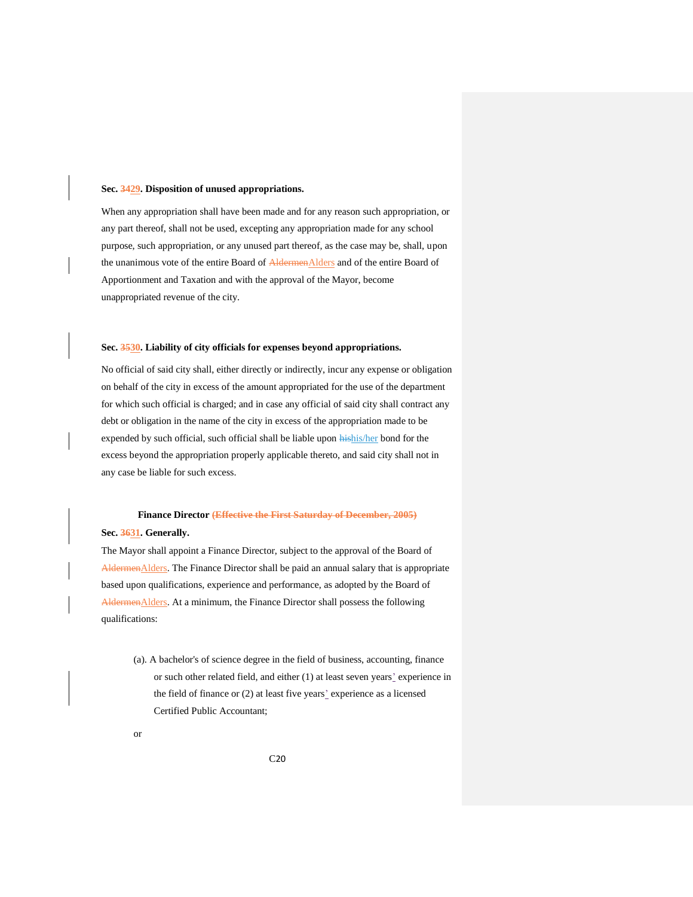**Sec. ~~34~~29. Disposition of unused appropriations.**

When any appropriation shall have been made and for any reason such appropriation, or any part thereof, shall not be used, excepting any appropriation made for any school purpose, such appropriation, or any unused part thereof, as the case may be, shall, upon the unanimous vote of the entire Board of ~~Aldermen~~Alders and of the entire Board of Apportionment and Taxation and with the approval of the Mayor, become unappropriated revenue of the city.

**Sec. ~~35~~30. Liability of city officials for expenses beyond appropriations.**

No official of said city shall, either directly or indirectly, incur any expense or obligation on behalf of the city in excess of the amount appropriated for the use of the department for which such official is charged; and in case any official of said city shall contract any debt or obligation in the name of the city in excess of the appropriation made to be expended by such official, such official shall be liable upon ~~his~~his/her bond for the excess beyond the appropriation properly applicable thereto, and said city shall not in any case be liable for such excess.

**Finance Director ~~(Effective the First Saturday of December, 2005)~~**

**Sec. ~~36~~31. Generally.**

The Mayor shall appoint a Finance Director, subject to the approval of the Board of ~~Aldermen~~Alders. The Finance Director shall be paid an annual salary that is appropriate based upon qualifications, experience and performance, as adopted by the Board of ~~Aldermen~~Alders. At a minimum, the Finance Director shall possess the following qualifications:

(a). A bachelor's of science degree in the field of business, accounting, finance or such other related field, and either (1) at least seven years' experience in the field of finance or (2) at least five years' experience as a licensed Certified Public Accountant;

or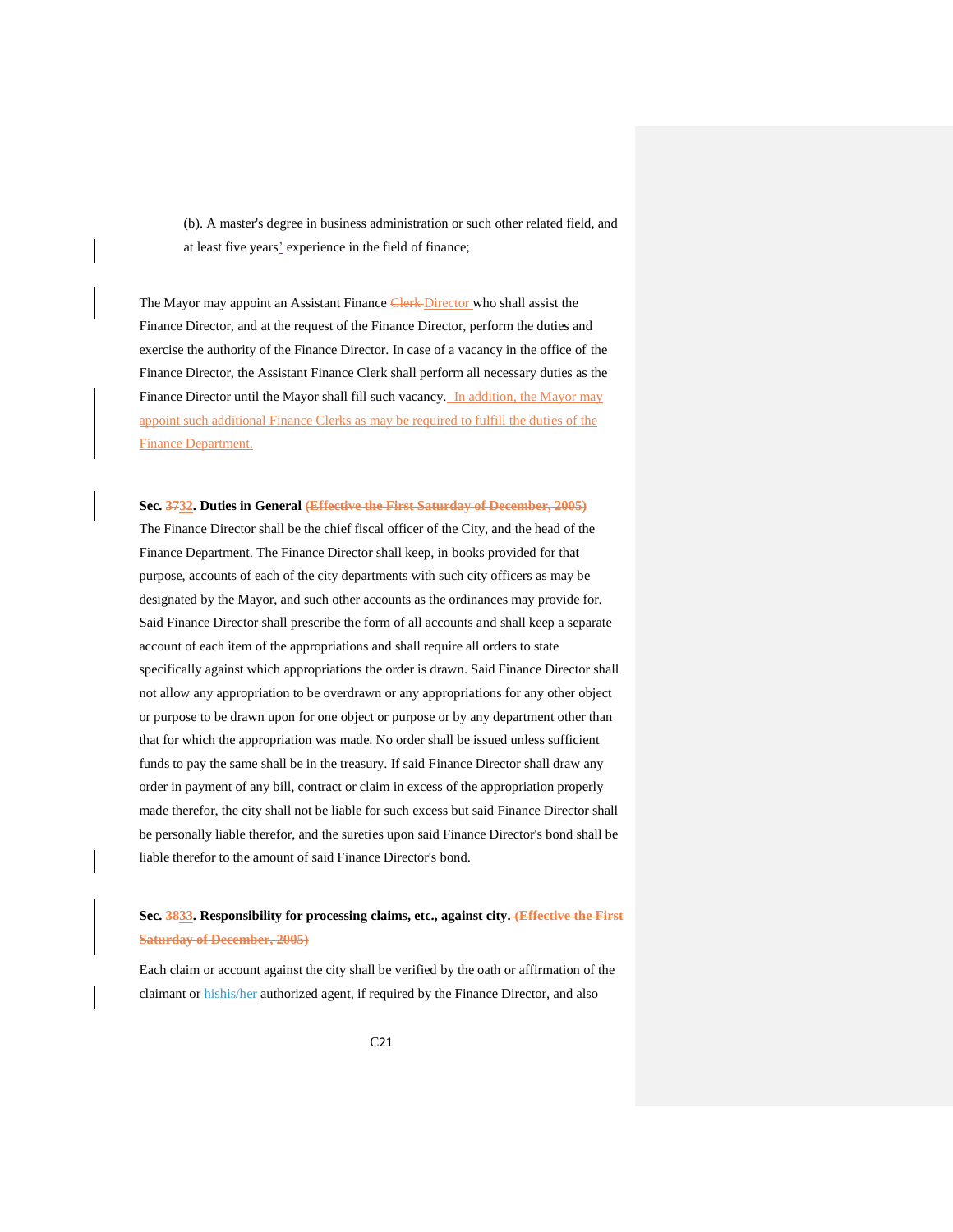(b). A master's degree in business administration or such other related field, and at least five years' experience in the field of finance;

The Mayor may appoint an Assistant Finance ~~Clerk~~ Director who shall assist the Finance Director, and at the request of the Finance Director, perform the duties and exercise the authority of the Finance Director. In case of a vacancy in the office of the Finance Director, the Assistant Finance Clerk shall perform all necessary duties as the Finance Director until the Mayor shall fill such vacancy. In addition, the Mayor may appoint such additional Finance Clerks as may be required to fulfill the duties of the Finance Department.

**Sec. ~~37~~32. Duties in General ~~(Effective the First Saturday of December, 2005)~~**

The Finance Director shall be the chief fiscal officer of the City, and the head of the Finance Department. The Finance Director shall keep, in books provided for that purpose, accounts of each of the city departments with such city officers as may be designated by the Mayor, and such other accounts as the ordinances may provide for. Said Finance Director shall prescribe the form of all accounts and shall keep a separate account of each item of the appropriations and shall require all orders to state specifically against which appropriations the order is drawn. Said Finance Director shall not allow any appropriation to be overdrawn or any appropriations for any other object or purpose to be drawn upon for one object or purpose or by any department other than that for which the appropriation was made. No order shall be issued unless sufficient funds to pay the same shall be in the treasury. If said Finance Director shall draw any order in payment of any bill, contract or claim in excess of the appropriation properly made therefor, the city shall not be liable for such excess but said Finance Director shall be personally liable therefor, and the sureties upon said Finance Director's bond shall be liable therefor to the amount of said Finance Director's bond.

**Sec. ~~38~~33. Responsibility for processing claims, etc., against city. ~~(Effective the First Saturday of December, 2005)~~**

Each claim or account against the city shall be verified by the oath or affirmation of the claimant or ~~his~~his/her authorized agent, if required by the Finance Director, and also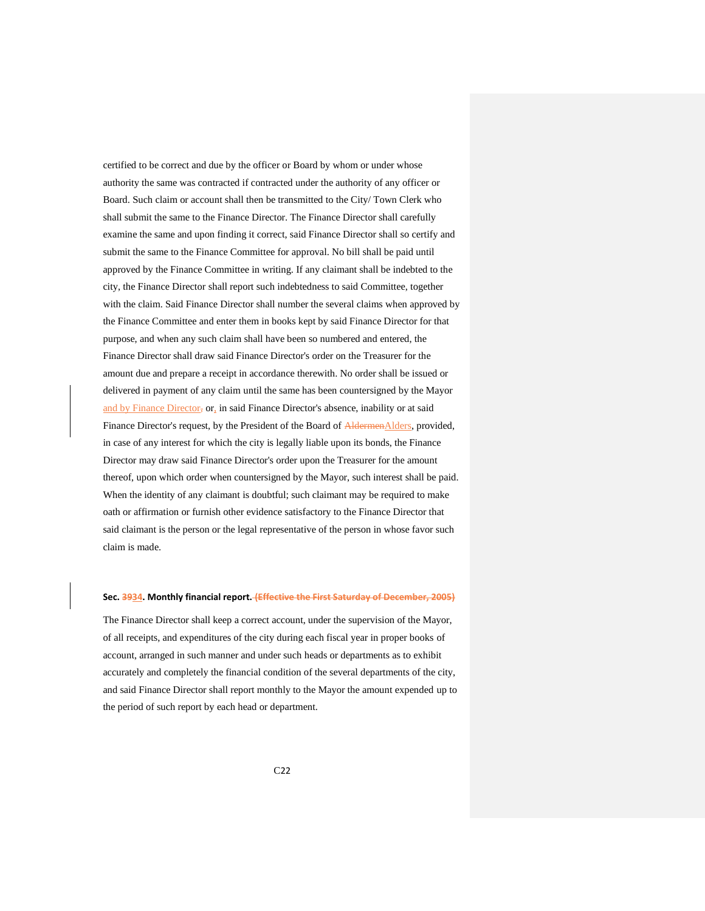certified to be correct and due by the officer or Board by whom or under whose authority the same was contracted if contracted under the authority of any officer or Board. Such claim or account shall then be transmitted to the City/ Town Clerk who shall submit the same to the Finance Director. The Finance Director shall carefully examine the same and upon finding it correct, said Finance Director shall so certify and submit the same to the Finance Committee for approval. No bill shall be paid until approved by the Finance Committee in writing. If any claimant shall be indebted to the city, the Finance Director shall report such indebtedness to said Committee, together with the claim. Said Finance Director shall number the several claims when approved by the Finance Committee and enter them in books kept by said Finance Director for that purpose, and when any such claim shall have been so numbered and entered, the Finance Director shall draw said Finance Director's order on the Treasurer for the amount due and prepare a receipt in accordance therewith. No order shall be issued or delivered in payment of any claim until the same has been countersigned by the Mayor and by Finance Director~~,~~ or, in said Finance Director's absence, inability or at said Finance Director's request, by the President of the Board of ~~Aldermen~~Alders, provided, in case of any interest for which the city is legally liable upon its bonds, the Finance Director may draw said Finance Director's order upon the Treasurer for the amount thereof, upon which order when countersigned by the Mayor, such interest shall be paid. When the identity of any claimant is doubtful; such claimant may be required to make oath or affirmation or furnish other evidence satisfactory to the Finance Director that said claimant is the person or the legal representative of the person in whose favor such claim is made.

**Sec. ~~39~~34. Monthly financial report.** ~~**(Effective the First Saturday of December, 2005)**~~

The Finance Director shall keep a correct account, under the supervision of the Mayor, of all receipts, and expenditures of the city during each fiscal year in proper books of account, arranged in such manner and under such heads or departments as to exhibit accurately and completely the financial condition of the several departments of the city, and said Finance Director shall report monthly to the Mayor the amount expended up to the period of such report by each head or department.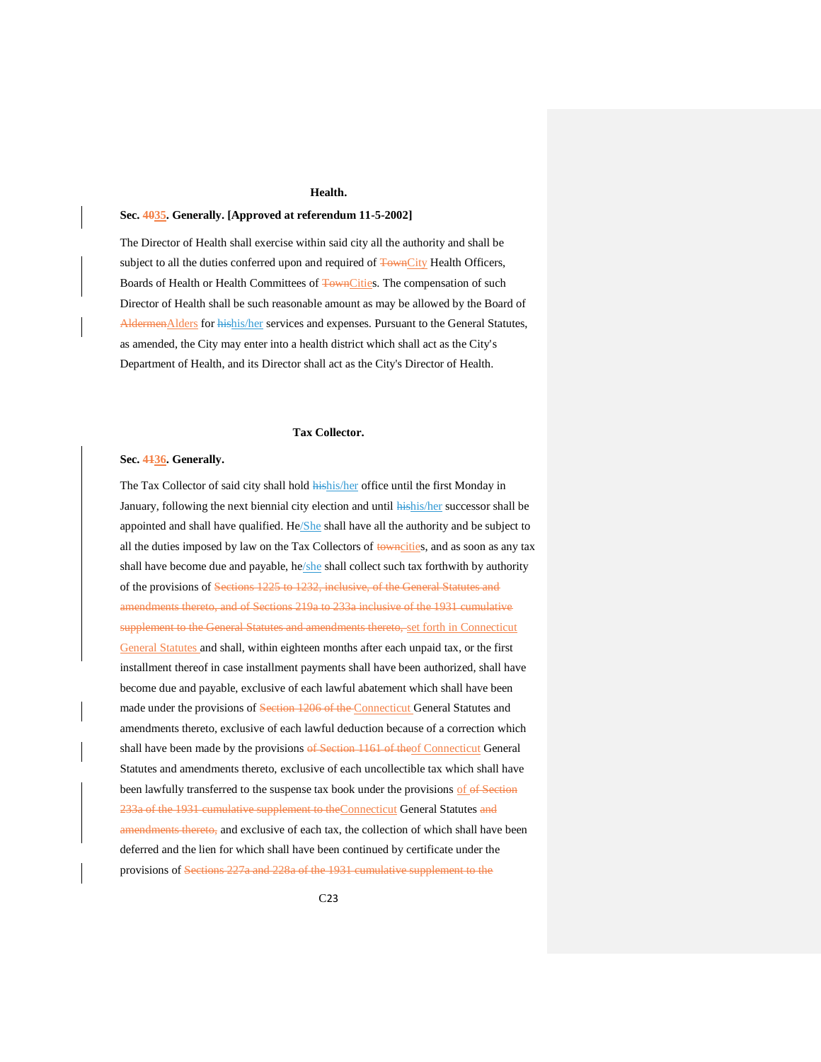**Health.**

**Sec. ~~40~~35. Generally. [Approved at referendum 11-5-2002]**

The Director of Health shall exercise within said city all the authority and shall be subject to all the duties conferred upon and required of ~~Town~~City Health Officers, Boards of Health or Health Committees of ~~Town~~Cities. The compensation of such Director of Health shall be such reasonable amount as may be allowed by the Board of ~~Aldermen~~Alders for ~~his~~his/her services and expenses. Pursuant to the General Statutes, as amended, the City may enter into a health district which shall act as the City's Department of Health, and its Director shall act as the City's Director of Health.

**Tax Collector.**

**Sec. ~~41~~36. Generally.**

The Tax Collector of said city shall hold ~~his~~his/her office until the first Monday in January, following the next biennial city election and until ~~his~~his/her successor shall be appointed and shall have qualified. He/She shall have all the authority and be subject to all the duties imposed by law on the Tax Collectors of ~~town~~cities, and as soon as any tax shall have become due and payable, he/she shall collect such tax forthwith by authority of the provisions of ~~Sections 1225 to 1232, inclusive, of the General Statutes and amendments thereto, and of Sections 219a to 233a inclusive of the 1931 cumulative supplement to the General Statutes and amendments thereto,~~ set forth in Connecticut General Statutes and shall, within eighteen months after each unpaid tax, or the first installment thereof in case installment payments shall have been authorized, shall have become due and payable, exclusive of each lawful abatement which shall have been made under the provisions of ~~Section 1206 of the~~ Connecticut General Statutes and amendments thereto, exclusive of each lawful deduction because of a correction which shall have been made by the provisions ~~of Section 1161 of the~~of Connecticut General Statutes and amendments thereto, exclusive of each uncollectible tax which shall have been lawfully transferred to the suspense tax book under the provisions of ~~of Section 233a of the 1931 cumulative supplement to the~~Connecticut General Statutes ~~and amendments thereto,~~ and exclusive of each tax, the collection of which shall have been deferred and the lien for which shall have been continued by certificate under the provisions of ~~Sections 227a and 228a of the 1931 cumulative supplement to the~~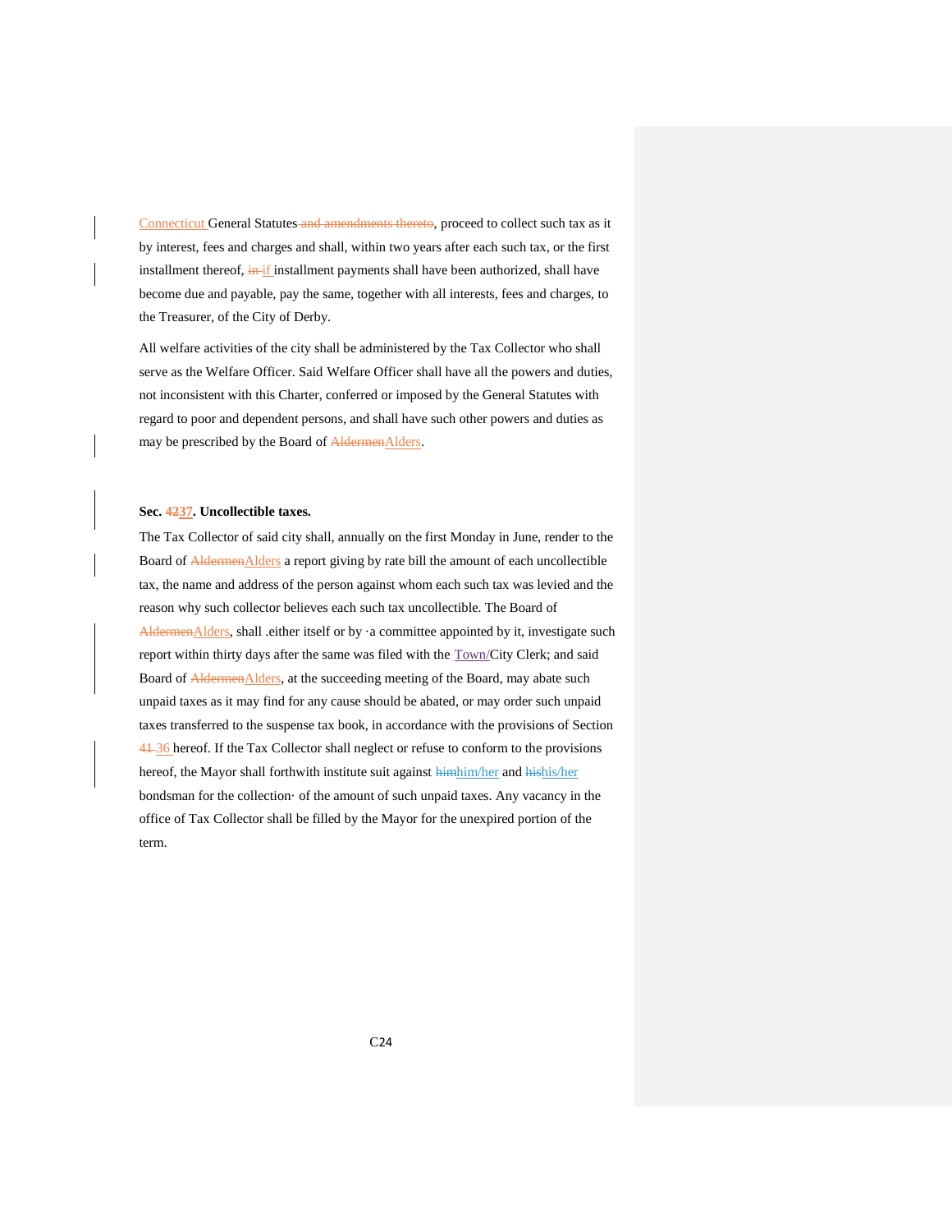Connecticut General Statutes ~~and amendments thereto~~, proceed to collect such tax as it by interest, fees and charges and shall, within two years after each such tax, or the first installment thereof, ~~in~~ if installment payments shall have been authorized, shall have become due and payable, pay the same, together with all interests, fees and charges, to the Treasurer, of the City of Derby.

All welfare activities of the city shall be administered by the Tax Collector who shall serve as the Welfare Officer. Said Welfare Officer shall have all the powers and duties, not inconsistent with this Charter, conferred or imposed by the General Statutes with regard to poor and dependent persons, and shall have such other powers and duties as may be prescribed by the Board of ~~Aldermen~~Alders.

**Sec. ~~42~~37. Uncollectible taxes.**

The Tax Collector of said city shall, annually on the first Monday in June, render to the Board of ~~Aldermen~~Alders a report giving by rate bill the amount of each uncollectible tax, the name and address of the person against whom each such tax was levied and the reason why such collector believes each such tax uncollectible. The Board of ~~Aldermen~~Alders, shall .either itself or by ·a committee appointed by it, investigate such report within thirty days after the same was filed with the Town/City Clerk; and said Board of ~~Aldermen~~Alders, at the succeeding meeting of the Board, may abate such unpaid taxes as it may find for any cause should be abated, or may order such unpaid taxes transferred to the suspense tax book, in accordance with the provisions of Section ~~41~~ 36 hereof. If the Tax Collector shall neglect or refuse to conform to the provisions hereof, the Mayor shall forthwith institute suit against ~~him~~him/her and ~~his~~his/her bondsman for the collection· of the amount of such unpaid taxes. Any vacancy in the office of Tax Collector shall be filled by the Mayor for the unexpired portion of the term.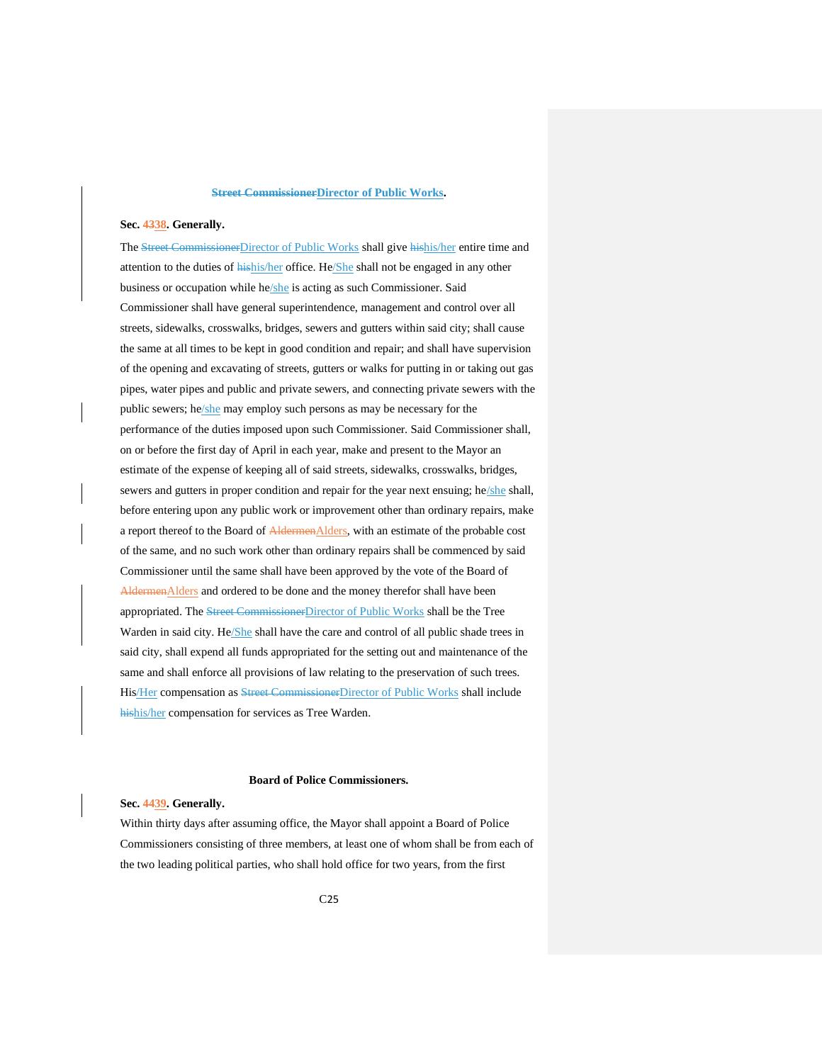**~~Street Commissioner~~Director of Public Works.**

**Sec. ~~43~~38. Generally.**

The ~~Street Commissioner~~Director of Public Works shall give ~~his~~his/her entire time and attention to the duties of ~~his~~his/her office. He/She shall not be engaged in any other business or occupation while he/she is acting as such Commissioner. Said Commissioner shall have general superintendence, management and control over all streets, sidewalks, crosswalks, bridges, sewers and gutters within said city; shall cause the same at all times to be kept in good condition and repair; and shall have supervision of the opening and excavating of streets, gutters or walks for putting in or taking out gas pipes, water pipes and public and private sewers, and connecting private sewers with the public sewers; he/she may employ such persons as may be necessary for the performance of the duties imposed upon such Commissioner. Said Commissioner shall, on or before the first day of April in each year, make and present to the Mayor an estimate of the expense of keeping all of said streets, sidewalks, crosswalks, bridges, sewers and gutters in proper condition and repair for the year next ensuing; he/she shall, before entering upon any public work or improvement other than ordinary repairs, make a report thereof to the Board of ~~Aldermen~~Alders, with an estimate of the probable cost of the same, and no such work other than ordinary repairs shall be commenced by said Commissioner until the same shall have been approved by the vote of the Board of ~~Aldermen~~Alders and ordered to be done and the money therefor shall have been appropriated. The ~~Street Commissioner~~Director of Public Works shall be the Tree Warden in said city. He/She shall have the care and control of all public shade trees in said city, shall expend all funds appropriated for the setting out and maintenance of the same and shall enforce all provisions of law relating to the preservation of such trees. His/Her compensation as ~~Street Commissioner~~Director of Public Works shall include ~~his~~his/her compensation for services as Tree Warden.

**Board of Police Commissioners.**

**Sec. ~~44~~39. Generally.**

Within thirty days after assuming office, the Mayor shall appoint a Board of Police Commissioners consisting of three members, at least one of whom shall be from each of the two leading political parties, who shall hold office for two years, from the first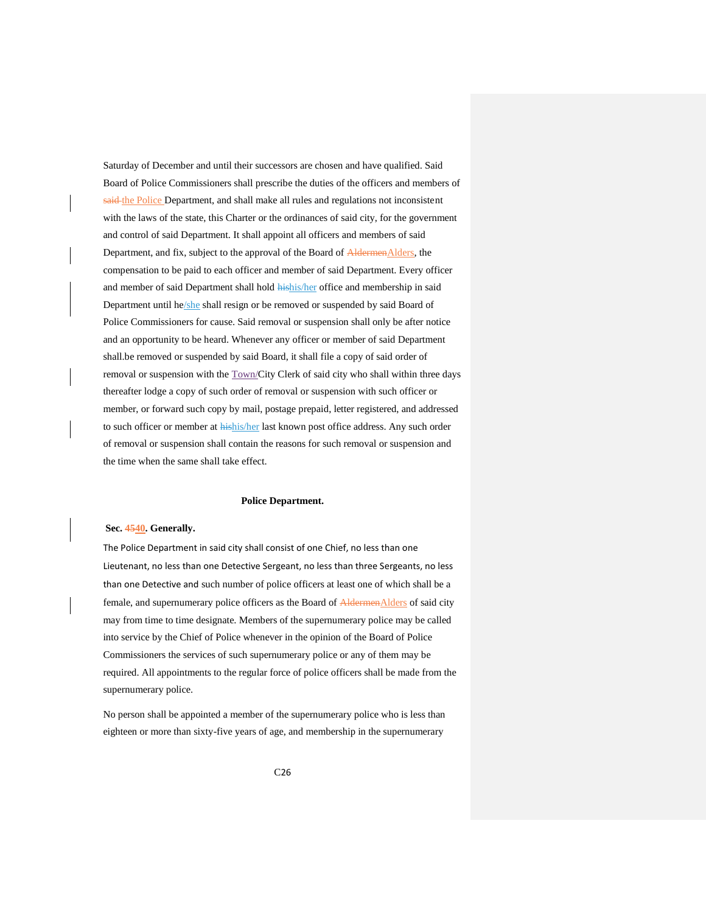Saturday of December and until their successors are chosen and have qualified. Said Board of Police Commissioners shall prescribe the duties of the officers and members of ~~said~~ the Police Department, and shall make all rules and regulations not inconsistent with the laws of the state, this Charter or the ordinances of said city, for the government and control of said Department. It shall appoint all officers and members of said Department, and fix, subject to the approval of the Board of ~~Aldermen~~Alders, the compensation to be paid to each officer and member of said Department. Every officer and member of said Department shall hold ~~his~~his/her office and membership in said Department until he/she shall resign or be removed or suspended by said Board of Police Commissioners for cause. Said removal or suspension shall only be after notice and an opportunity to be heard. Whenever any officer or member of said Department shall.be removed or suspended by said Board, it shall file a copy of said order of removal or suspension with the Town/City Clerk of said city who shall within three days thereafter lodge a copy of such order of removal or suspension with such officer or member, or forward such copy by mail, postage prepaid, letter registered, and addressed to such officer or member at ~~his~~his/her last known post office address. Any such order of removal or suspension shall contain the reasons for such removal or suspension and the time when the same shall take effect.

**Police Department.**

**Sec. ~~45~~40. Generally.**

The Police Department in said city shall consist of one Chief, no less than one Lieutenant, no less than one Detective Sergeant, no less than three Sergeants, no less than one Detective and such number of police officers at least one of which shall be a female, and supernumerary police officers as the Board of ~~Aldermen~~Alders of said city may from time to time designate. Members of the supernumerary police may be called into service by the Chief of Police whenever in the opinion of the Board of Police Commissioners the services of such supernumerary police or any of them may be required. All appointments to the regular force of police officers shall be made from the supernumerary police.

No person shall be appointed a member of the supernumerary police who is less than eighteen or more than sixty-five years of age, and membership in the supernumerary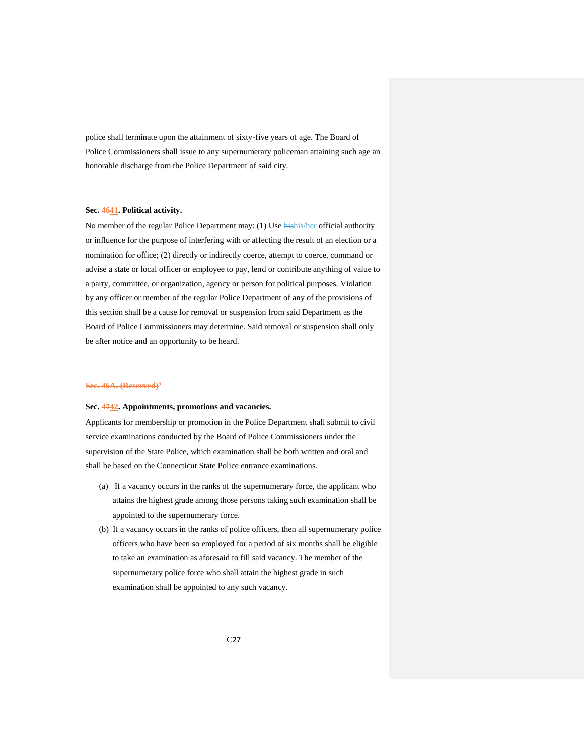police shall terminate upon the attainment of sixty-five years of age. The Board of Police Commissioners shall issue to any supernumerary policeman attaining such age an honorable discharge from the Police Department of said city.

**Sec. ~~46~~41. Political activity.**

No member of the regular Police Department may: (1) Use ~~his~~his/her official authority or influence for the purpose of interfering with or affecting the result of an election or a nomination for office; (2) directly or indirectly coerce, attempt to coerce, command or advise a state or local officer or employee to pay, lend or contribute anything of value to a party, committee, or organization, agency or person for political purposes. Violation by any officer or member of the regular Police Department of any of the provisions of this section shall be a cause for removal or suspension from said Department as the Board of Police Commissioners may determine. Said removal or suspension shall only be after notice and an opportunity to be heard.

~~**Sec. 46A. (Reserved)**~~[5]

**Sec. ~~47~~42. Appointments, promotions and vacancies.**

Applicants for membership or promotion in the Police Department shall submit to civil service examinations conducted by the Board of Police Commissioners under the supervision of the State Police, which examination shall be both written and oral and shall be based on the Connecticut State Police entrance examinations.

(a) If a vacancy occurs in the ranks of the supernumerary force, the applicant who attains the highest grade among those persons taking such examination shall be appointed to the supernumerary force.

(b) If a vacancy occurs in the ranks of police officers, then all supernumerary police officers who have been so employed for a period of six months shall be eligible to take an examination as aforesaid to fill said vacancy. The member of the supernumerary police force who shall attain the highest grade in such examination shall be appointed to any such vacancy.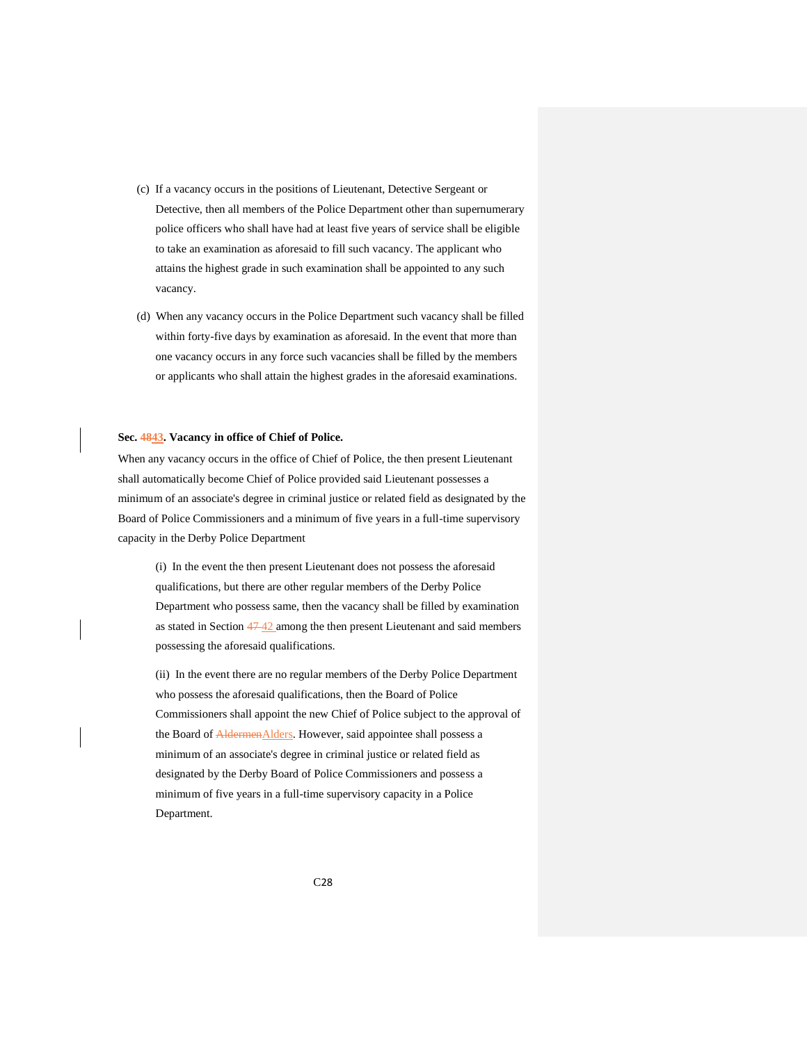(c) If a vacancy occurs in the positions of Lieutenant, Detective Sergeant or Detective, then all members of the Police Department other than supernumerary police officers who shall have had at least five years of service shall be eligible to take an examination as aforesaid to fill such vacancy. The applicant who attains the highest grade in such examination shall be appointed to any such vacancy.

(d) When any vacancy occurs in the Police Department such vacancy shall be filled within forty-five days by examination as aforesaid. In the event that more than one vacancy occurs in any force such vacancies shall be filled by the members or applicants who shall attain the highest grades in the aforesaid examinations.

**Sec. ~~48~~43. Vacancy in office of Chief of Police.**

When any vacancy occurs in the office of Chief of Police, the then present Lieutenant shall automatically become Chief of Police provided said Lieutenant possesses a minimum of an associate's degree in criminal justice or related field as designated by the Board of Police Commissioners and a minimum of five years in a full-time supervisory capacity in the Derby Police Department

(i) In the event the then present Lieutenant does not possess the aforesaid qualifications, but there are other regular members of the Derby Police Department who possess same, then the vacancy shall be filled by examination as stated in Section ~~47~~ 42 among the then present Lieutenant and said members possessing the aforesaid qualifications.

(ii) In the event there are no regular members of the Derby Police Department who possess the aforesaid qualifications, then the Board of Police Commissioners shall appoint the new Chief of Police subject to the approval of the Board of ~~Aldermen~~Alders. However, said appointee shall possess a minimum of an associate's degree in criminal justice or related field as designated by the Derby Board of Police Commissioners and possess a minimum of five years in a full-time supervisory capacity in a Police Department.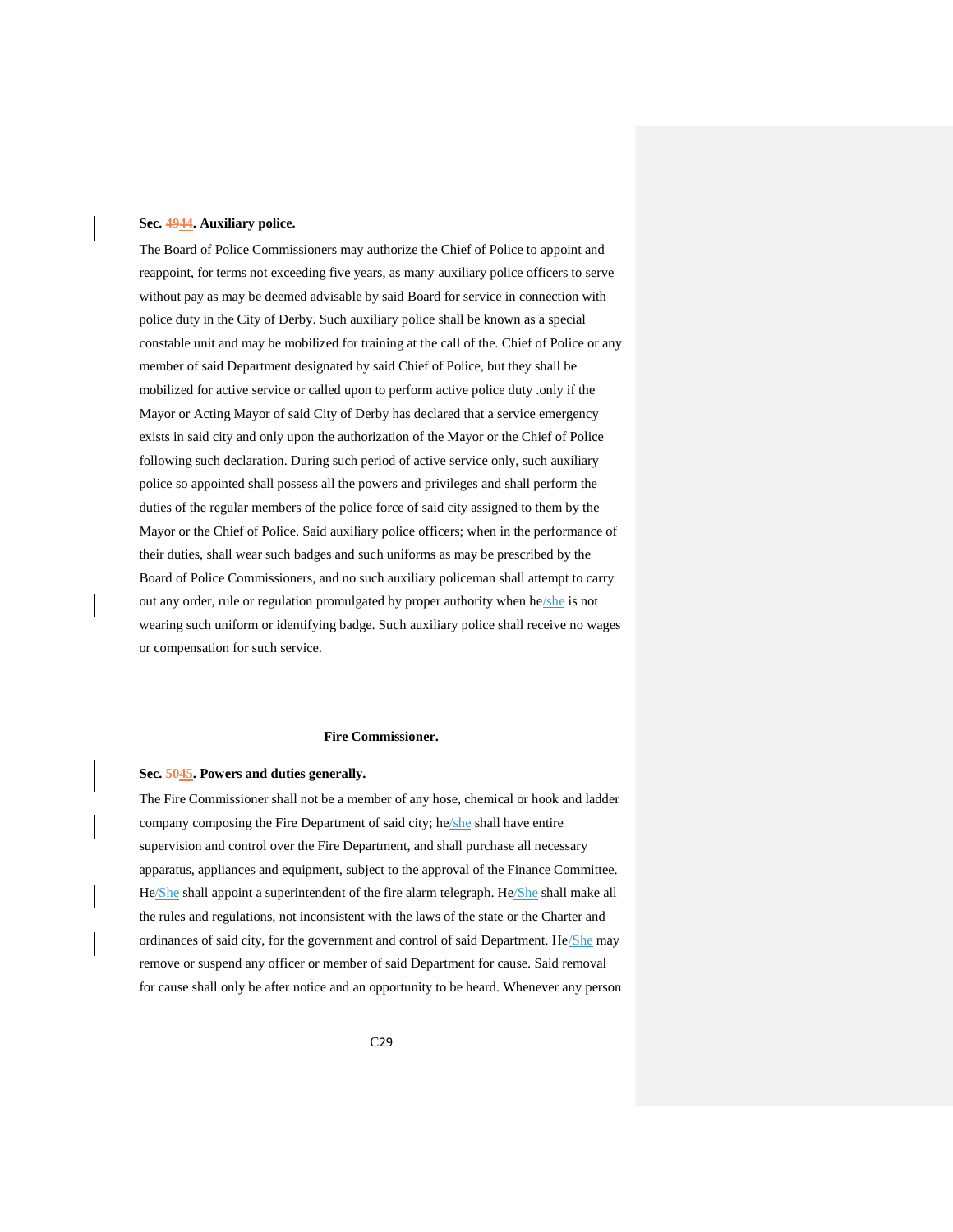**Sec. ~~49~~44. Auxiliary police.**

The Board of Police Commissioners may authorize the Chief of Police to appoint and reappoint, for terms not exceeding five years, as many auxiliary police officers to serve without pay as may be deemed advisable by said Board for service in connection with police duty in the City of Derby. Such auxiliary police shall be known as a special constable unit and may be mobilized for training at the call of the. Chief of Police or any member of said Department designated by said Chief of Police, but they shall be mobilized for active service or called upon to perform active police duty .only if the Mayor or Acting Mayor of said City of Derby has declared that a service emergency exists in said city and only upon the authorization of the Mayor or the Chief of Police following such declaration. During such period of active service only, such auxiliary police so appointed shall possess all the powers and privileges and shall perform the duties of the regular members of the police force of said city assigned to them by the Mayor or the Chief of Police. Said auxiliary police officers; when in the performance of their duties, shall wear such badges and such uniforms as may be prescribed by the Board of Police Commissioners, and no such auxiliary policeman shall attempt to carry out any order, rule or regulation promulgated by proper authority when he/she is not wearing such uniform or identifying badge. Such auxiliary police shall receive no wages or compensation for such service.

**Fire Commissioner.**

**Sec. ~~50~~45. Powers and duties generally.**

The Fire Commissioner shall not be a member of any hose, chemical or hook and ladder company composing the Fire Department of said city; he/she shall have entire supervision and control over the Fire Department, and shall purchase all necessary apparatus, appliances and equipment, subject to the approval of the Finance Committee. He/She shall appoint a superintendent of the fire alarm telegraph. He/She shall make all the rules and regulations, not inconsistent with the laws of the state or the Charter and ordinances of said city, for the government and control of said Department. He/She may remove or suspend any officer or member of said Department for cause. Said removal for cause shall only be after notice and an opportunity to be heard. Whenever any person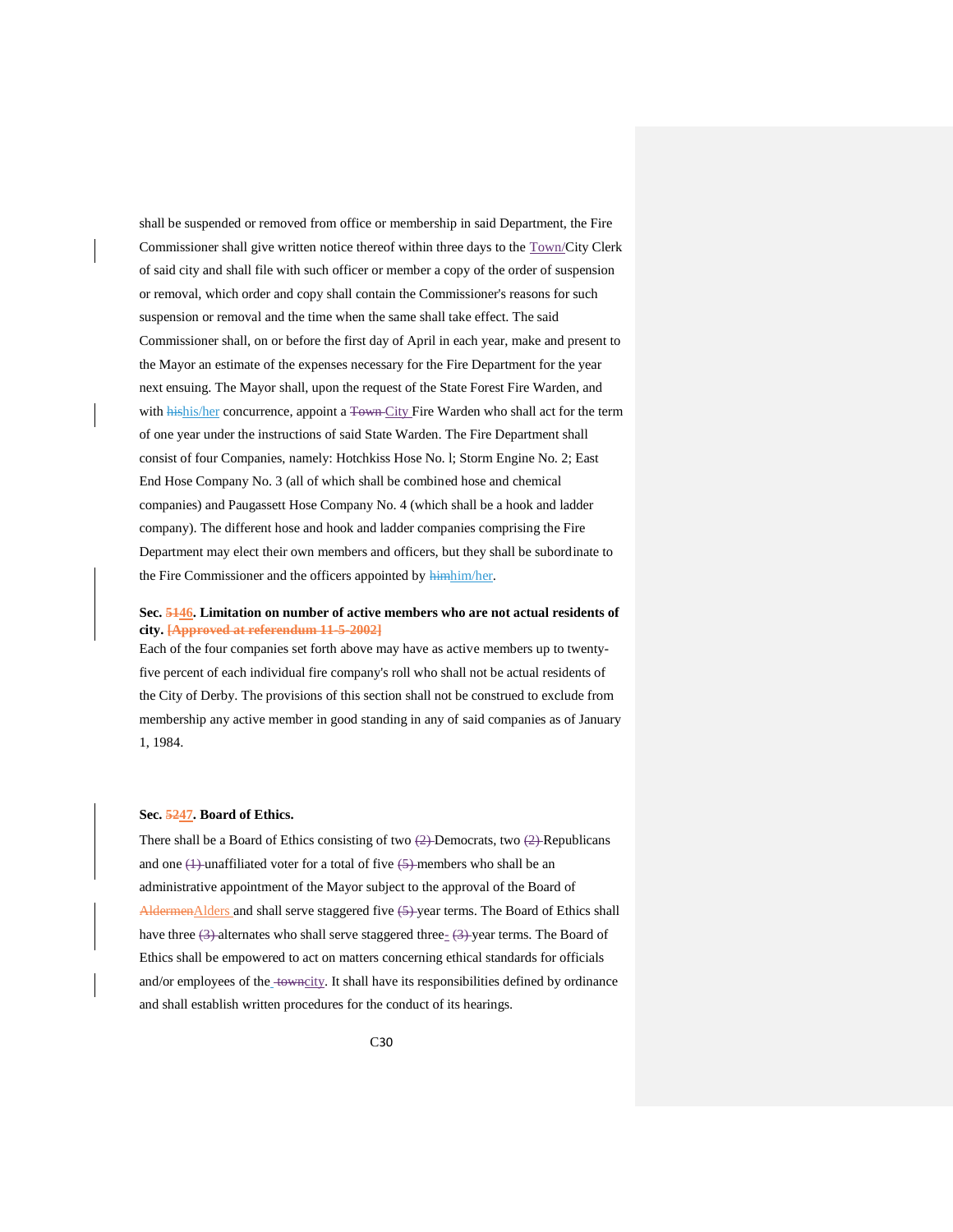shall be suspended or removed from office or membership in said Department, the Fire Commissioner shall give written notice thereof within three days to the Town/City Clerk of said city and shall file with such officer or member a copy of the order of suspension or removal, which order and copy shall contain the Commissioner's reasons for such suspension or removal and the time when the same shall take effect. The said Commissioner shall, on or before the first day of April in each year, make and present to the Mayor an estimate of the expenses necessary for the Fire Department for the year next ensuing. The Mayor shall, upon the request of the State Forest Fire Warden, and with ~~his~~his/her concurrence, appoint a ~~Town~~ City Fire Warden who shall act for the term of one year under the instructions of said State Warden. The Fire Department shall consist of four Companies, namely: Hotchkiss Hose No. l; Storm Engine No. 2; East End Hose Company No. 3 (all of which shall be combined hose and chemical companies) and Paugassett Hose Company No. 4 (which shall be a hook and ladder company). The different hose and hook and ladder companies comprising the Fire Department may elect their own members and officers, but they shall be subordinate to the Fire Commissioner and the officers appointed by ~~him~~him/her.

**Sec. ~~51~~46. Limitation on number of active members who are not actual residents of city. ~~[Approved at referendum 11-5-2002]~~**

Each of the four companies set forth above may have as active members up to twenty-five percent of each individual fire company's roll who shall not be actual residents of the City of Derby. The provisions of this section shall not be construed to exclude from membership any active member in good standing in any of said companies as of January 1, 1984.

**Sec. ~~52~~47. Board of Ethics.**

There shall be a Board of Ethics consisting of two ~~(2)~~ Democrats, two ~~(2)~~ Republicans and one ~~(1)~~ unaffiliated voter for a total of five ~~(5)~~ members who shall be an administrative appointment of the Mayor subject to the approval of the Board of ~~Aldermen~~Alders and shall serve staggered five ~~(5)~~ year terms. The Board of Ethics shall have three ~~(3)~~ alternates who shall serve staggered three- ~~(3)~~ year terms. The Board of Ethics shall be empowered to act on matters concerning ethical standards for officials and/or employees of the ~~town~~city. It shall have its responsibilities defined by ordinance and shall establish written procedures for the conduct of its hearings.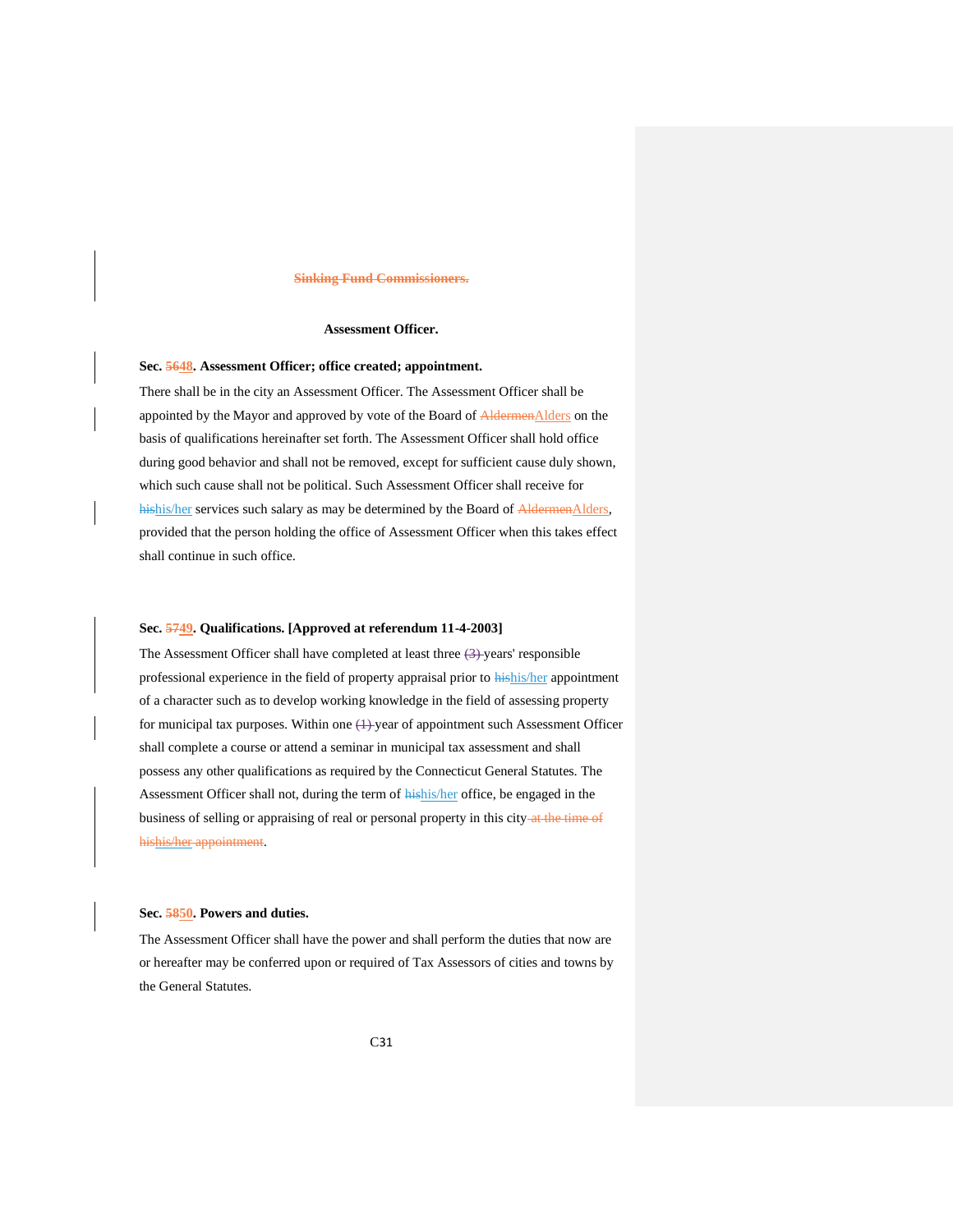~~**Sinking Fund Commissioners.**~~

**Assessment Officer.**

**Sec. ~~56~~48. Assessment Officer; office created; appointment.**

There shall be in the city an Assessment Officer. The Assessment Officer shall be appointed by the Mayor and approved by vote of the Board of ~~Aldermen~~Alders on the basis of qualifications hereinafter set forth. The Assessment Officer shall hold office during good behavior and shall not be removed, except for sufficient cause duly shown, which such cause shall not be political. Such Assessment Officer shall receive for ~~his~~his/her services such salary as may be determined by the Board of ~~Aldermen~~Alders, provided that the person holding the office of Assessment Officer when this takes effect shall continue in such office.

**Sec. ~~57~~49. Qualifications. [Approved at referendum 11-4-2003]**

The Assessment Officer shall have completed at least three ~~(3)~~ years' responsible professional experience in the field of property appraisal prior to ~~his~~his/her appointment of a character such as to develop working knowledge in the field of assessing property for municipal tax purposes. Within one ~~(1)~~ year of appointment such Assessment Officer shall complete a course or attend a seminar in municipal tax assessment and shall possess any other qualifications as required by the Connecticut General Statutes. The Assessment Officer shall not, during the term of ~~his~~his/her office, be engaged in the business of selling or appraising of real or personal property in this city ~~at the time of his~~~~his/her~~ ~~appointment~~.

**Sec. ~~58~~50. Powers and duties.**

The Assessment Officer shall have the power and shall perform the duties that now are or hereafter may be conferred upon or required of Tax Assessors of cities and towns by the General Statutes.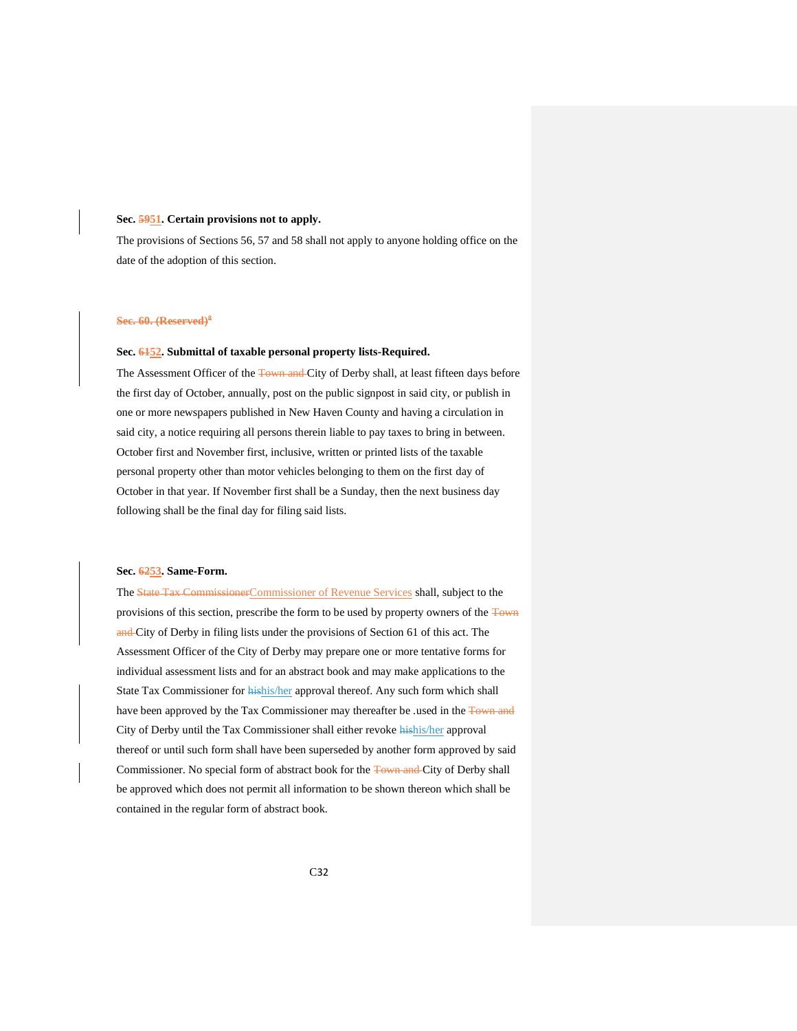**Sec. ~~59~~51. Certain provisions not to apply.**

The provisions of Sections 56, 57 and 58 shall not apply to anyone holding office on the date of the adoption of this section.

~~**Sec. 60. (Reserved)**~~[8]

**Sec. ~~61~~52. Submittal of taxable personal property lists-Required.**

The Assessment Officer of the ~~Town and~~ City of Derby shall, at least fifteen days before the first day of October, annually, post on the public signpost in said city, or publish in one or more newspapers published in New Haven County and having a circulation in said city, a notice requiring all persons therein liable to pay taxes to bring in between. October first and November first, inclusive, written or printed lists of the taxable personal property other than motor vehicles belonging to them on the first day of October in that year. If November first shall be a Sunday, then the next business day following shall be the final day for filing said lists.

**Sec. ~~62~~53. Same-Form.**

The ~~State Tax Commissioner~~Commissioner of Revenue Services shall, subject to the provisions of this section, prescribe the form to be used by property owners of the ~~Town and~~ City of Derby in filing lists under the provisions of Section 61 of this act. The Assessment Officer of the City of Derby may prepare one or more tentative forms for individual assessment lists and for an abstract book and may make applications to the State Tax Commissioner for ~~his~~his/her approval thereof. Any such form which shall have been approved by the Tax Commissioner may thereafter be .used in the ~~Town and~~ City of Derby until the Tax Commissioner shall either revoke ~~his~~his/her approval thereof or until such form shall have been superseded by another form approved by said Commissioner. No special form of abstract book for the ~~Town and~~ City of Derby shall be approved which does not permit all information to be shown thereon which shall be contained in the regular form of abstract book.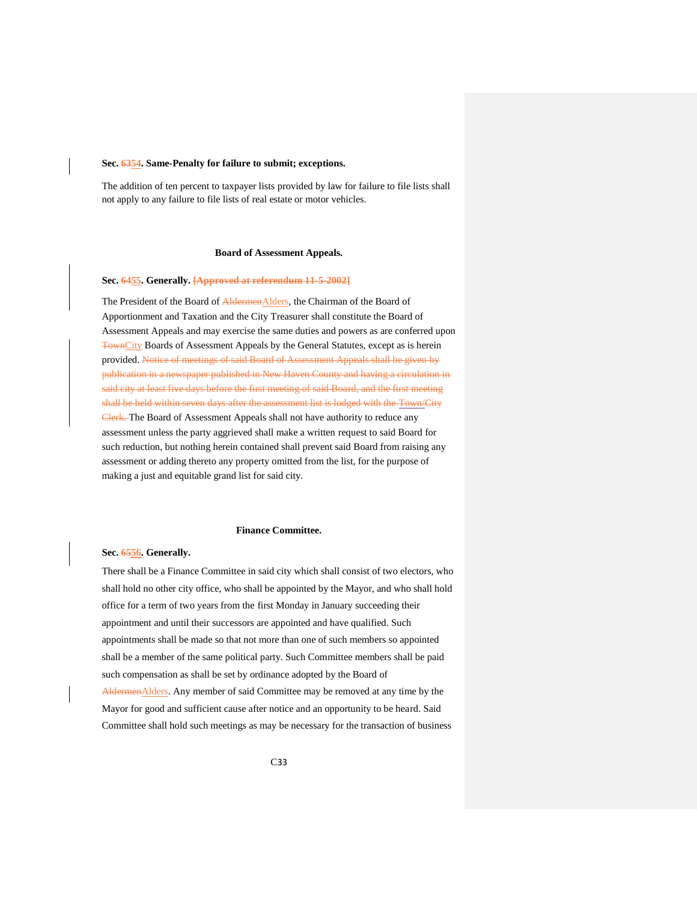**Sec. ~~63~~54. Same-Penalty for failure to submit; exceptions.**

The addition of ten percent to taxpayer lists provided by law for failure to file lists shall not apply to any failure to file lists of real estate or motor vehicles.

**Board of Assessment Appeals.**

**Sec. ~~64~~55. Generally. ~~[Approved at referendum 11-5-2002]~~**

The President of the Board of ~~Aldermen~~Alders, the Chairman of the Board of Apportionment and Taxation and the City Treasurer shall constitute the Board of Assessment Appeals and may exercise the same duties and powers as are conferred upon ~~Town~~City Boards of Assessment Appeals by the General Statutes, except as is herein provided. ~~Notice of meetings of said Board of Assessment Appeals shall be given by publication in a newspaper published in New Haven County and having a circulation in said city at least five days before the first meeting of said Board, and the first meeting shall be held within seven days after the assessment list is lodged with the Town/City Clerk.~~ The Board of Assessment Appeals shall not have authority to reduce any assessment unless the party aggrieved shall make a written request to said Board for such reduction, but nothing herein contained shall prevent said Board from raising any assessment or adding thereto any property omitted from the list, for the purpose of making a just and equitable grand list for said city.

**Finance Committee.**

**Sec. ~~65~~56. Generally.**

There shall be a Finance Committee in said city which shall consist of two electors, who shall hold no other city office, who shall be appointed by the Mayor, and who shall hold office for a term of two years from the first Monday in January succeeding their appointment and until their successors are appointed and have qualified. Such appointments shall be made so that not more than one of such members so appointed shall be a member of the same political party. Such Committee members shall be paid such compensation as shall be set by ordinance adopted by the Board of ~~Aldermen~~Alders. Any member of said Committee may be removed at any time by the Mayor for good and sufficient cause after notice and an opportunity to be heard. Said Committee shall hold such meetings as may be necessary for the transaction of business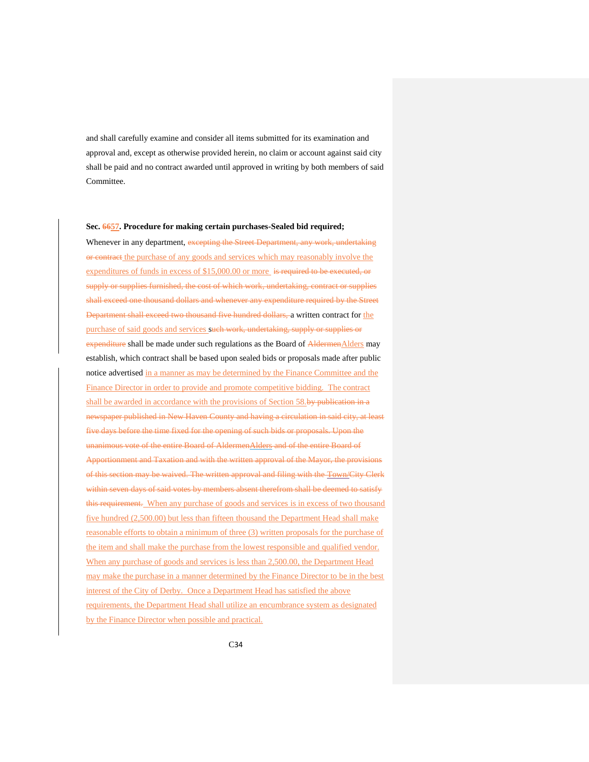and shall carefully examine and consider all items submitted for its examination and approval and, except as otherwise provided herein, no claim or account against said city shall be paid and no contract awarded until approved in writing by both members of said Committee.

**Sec. ~~66~~57. Procedure for making certain purchases-Sealed bid required;**

Whenever in any department, ~~excepting the Street Department, any work, undertaking or contract~~ the purchase of any goods and services which may reasonably involve the expenditures of funds in excess of $15,000.00 or more ~~is required to be executed, or supply or supplies furnished, the cost of which work, undertaking, contract or supplies shall exceed one thousand dollars and whenever any expenditure required by the Street Department shall exceed two thousand five hundred dollars,~~ a written contract for the purchase of said goods and services s~~uch work, undertaking, supply or supplies or expenditure~~ shall be made under such regulations as the Board of ~~Aldermen~~Alders may establish, which contract shall be based upon sealed bids or proposals made after public notice advertised in a manner as may be determined by the Finance Committee and the Finance Director in order to provide and promote competitive bidding. The contract shall be awarded in accordance with the provisions of Section 58.~~by publication in a newspaper published in New Haven County and having a circulation in said city, at least five days before the time fixed for the opening of such bids or proposals. Upon the unanimous vote of the entire Board of Aldermen~~Alders ~~and of the entire Board of Apportionment and Taxation and with the written approval of the Mayor, the provisions of this section may be waived. The written approval and filing with the~~ Town/~~City Clerk within seven days of said votes by members absent therefrom shall be deemed to satisfy this requirement.~~ When any purchase of goods and services is in excess of two thousand five hundred (2,500.00) but less than fifteen thousand the Department Head shall make reasonable efforts to obtain a minimum of three (3) written proposals for the purchase of the item and shall make the purchase from the lowest responsible and qualified vendor. When any purchase of goods and services is less than 2,500.00, the Department Head may make the purchase in a manner determined by the Finance Director to be in the best interest of the City of Derby. Once a Department Head has satisfied the above requirements, the Department Head shall utilize an encumbrance system as designated by the Finance Director when possible and practical.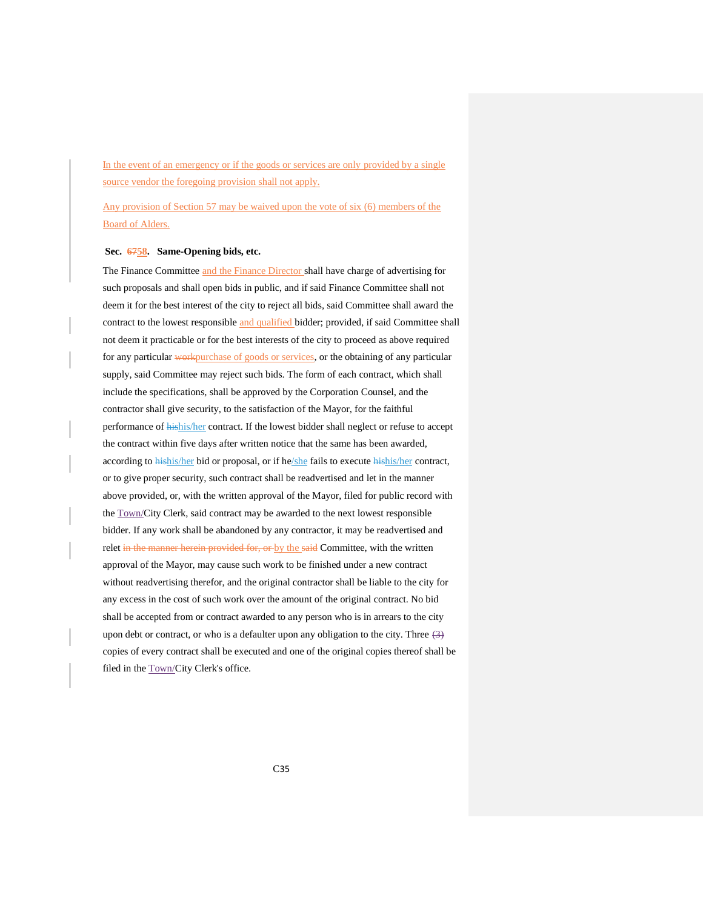In the event of an emergency or if the goods or services are only provided by a single source vendor the foregoing provision shall not apply.

Any provision of Section 57 may be waived upon the vote of six (6) members of the Board of Alders.

**Sec. ~~67~~58. Same-Opening bids, etc.**

The Finance Committee and the Finance Director shall have charge of advertising for such proposals and shall open bids in public, and if said Finance Committee shall not deem it for the best interest of the city to reject all bids, said Committee shall award the contract to the lowest responsible and qualified bidder; provided, if said Committee shall not deem it practicable or for the best interests of the city to proceed as above required for any particular ~~work~~purchase of goods or services, or the obtaining of any particular supply, said Committee may reject such bids. The form of each contract, which shall include the specifications, shall be approved by the Corporation Counsel, and the contractor shall give security, to the satisfaction of the Mayor, for the faithful performance of ~~his~~his/her contract. If the lowest bidder shall neglect or refuse to accept the contract within five days after written notice that the same has been awarded, according to ~~his~~his/her bid or proposal, or if he/she fails to execute ~~his~~his/her contract, or to give proper security, such contract shall be readvertised and let in the manner above provided, or, with the written approval of the Mayor, filed for public record with the Town/City Clerk, said contract may be awarded to the next lowest responsible bidder. If any work shall be abandoned by any contractor, it may be readvertised and relet ~~in the manner herein provided for, or~~ by the ~~said~~ Committee, with the written approval of the Mayor, may cause such work to be finished under a new contract without readvertising therefor, and the original contractor shall be liable to the city for any excess in the cost of such work over the amount of the original contract. No bid shall be accepted from or contract awarded to any person who is in arrears to the city upon debt or contract, or who is a defaulter upon any obligation to the city. Three ~~(3)~~ copies of every contract shall be executed and one of the original copies thereof shall be filed in the Town/City Clerk's office.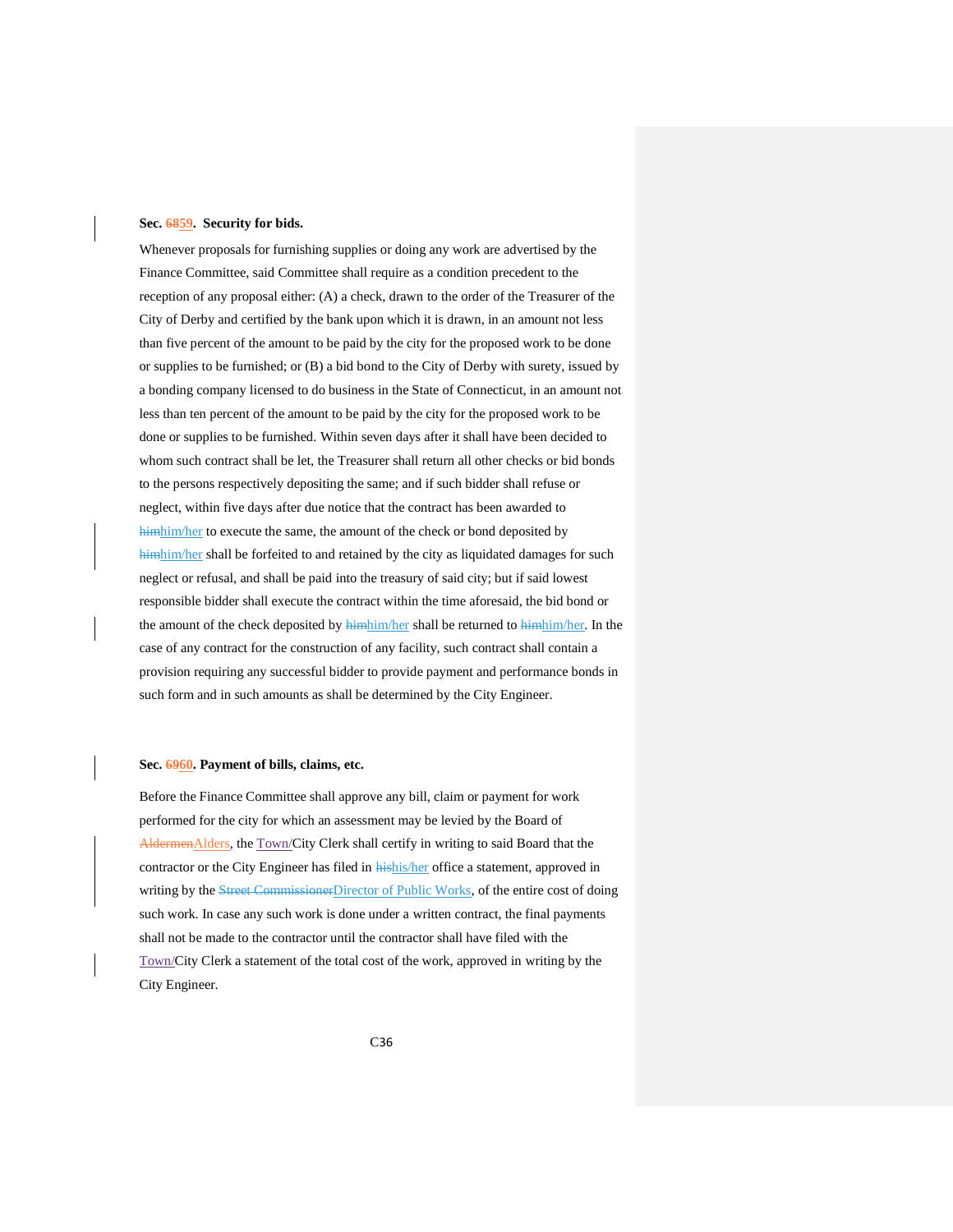**Sec. ~~68~~59. Security for bids.**

Whenever proposals for furnishing supplies or doing any work are advertised by the Finance Committee, said Committee shall require as a condition precedent to the reception of any proposal either: (A) a check, drawn to the order of the Treasurer of the City of Derby and certified by the bank upon which it is drawn, in an amount not less than five percent of the amount to be paid by the city for the proposed work to be done or supplies to be furnished; or (B) a bid bond to the City of Derby with surety, issued by a bonding company licensed to do business in the State of Connecticut, in an amount not less than ten percent of the amount to be paid by the city for the proposed work to be done or supplies to be furnished. Within seven days after it shall have been decided to whom such contract shall be let, the Treasurer shall return all other checks or bid bonds to the persons respectively depositing the same; and if such bidder shall refuse or neglect, within five days after due notice that the contract has been awarded to ~~him~~him/her to execute the same, the amount of the check or bond deposited by ~~him~~him/her shall be forfeited to and retained by the city as liquidated damages for such neglect or refusal, and shall be paid into the treasury of said city; but if said lowest responsible bidder shall execute the contract within the time aforesaid, the bid bond or the amount of the check deposited by ~~him~~him/her shall be returned to ~~him~~him/her. In the case of any contract for the construction of any facility, such contract shall contain a provision requiring any successful bidder to provide payment and performance bonds in such form and in such amounts as shall be determined by the City Engineer.

**Sec. ~~69~~60. Payment of bills, claims, etc.**

Before the Finance Committee shall approve any bill, claim or payment for work performed for the city for which an assessment may be levied by the Board of ~~Aldermen~~Alders, the Town/City Clerk shall certify in writing to said Board that the contractor or the City Engineer has filed in ~~his~~his/her office a statement, approved in writing by the ~~Street Commissioner~~Director of Public Works, of the entire cost of doing such work. In case any such work is done under a written contract, the final payments shall not be made to the contractor until the contractor shall have filed with the Town/City Clerk a statement of the total cost of the work, approved in writing by the City Engineer.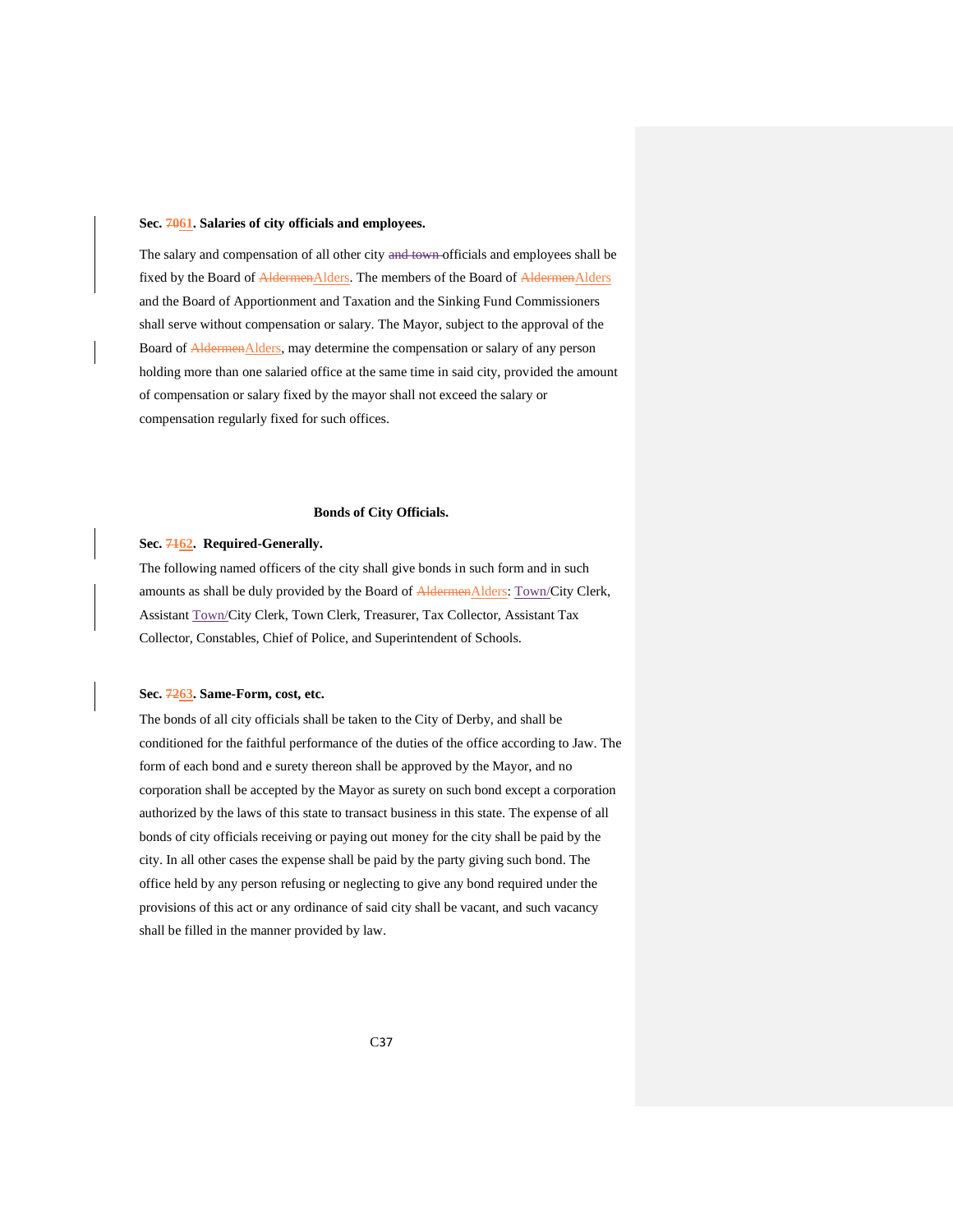**Sec. ~~70~~61. Salaries of city officials and employees.**

The salary and compensation of all other city ~~and town~~ officials and employees shall be fixed by the Board of ~~Aldermen~~Alders. The members of the Board of ~~Aldermen~~Alders and the Board of Apportionment and Taxation and the Sinking Fund Commissioners shall serve without compensation or salary. The Mayor, subject to the approval of the Board of ~~Aldermen~~Alders, may determine the compensation or salary of any person holding more than one salaried office at the same time in said city, provided the amount of compensation or salary fixed by the mayor shall not exceed the salary or compensation regularly fixed for such offices.

**Bonds of City Officials.**

**Sec. ~~71~~62. Required-Generally.**

The following named officers of the city shall give bonds in such form and in such amounts as shall be duly provided by the Board of ~~Aldermen~~Alders: Town/City Clerk, Assistant Town/City Clerk, Town Clerk, Treasurer, Tax Collector, Assistant Tax Collector, Constables, Chief of Police, and Superintendent of Schools.

**Sec. ~~72~~63. Same-Form, cost, etc.**

The bonds of all city officials shall be taken to the City of Derby, and shall be conditioned for the faithful performance of the duties of the office according to Jaw. The form of each bond and e surety thereon shall be approved by the Mayor, and no corporation shall be accepted by the Mayor as surety on such bond except a corporation authorized by the laws of this state to transact business in this state. The expense of all bonds of city officials receiving or paying out money for the city shall be paid by the city. In all other cases the expense shall be paid by the party giving such bond. The office held by any person refusing or neglecting to give any bond required under the provisions of this act or any ordinance of said city shall be vacant, and such vacancy shall be filled in the manner provided by law.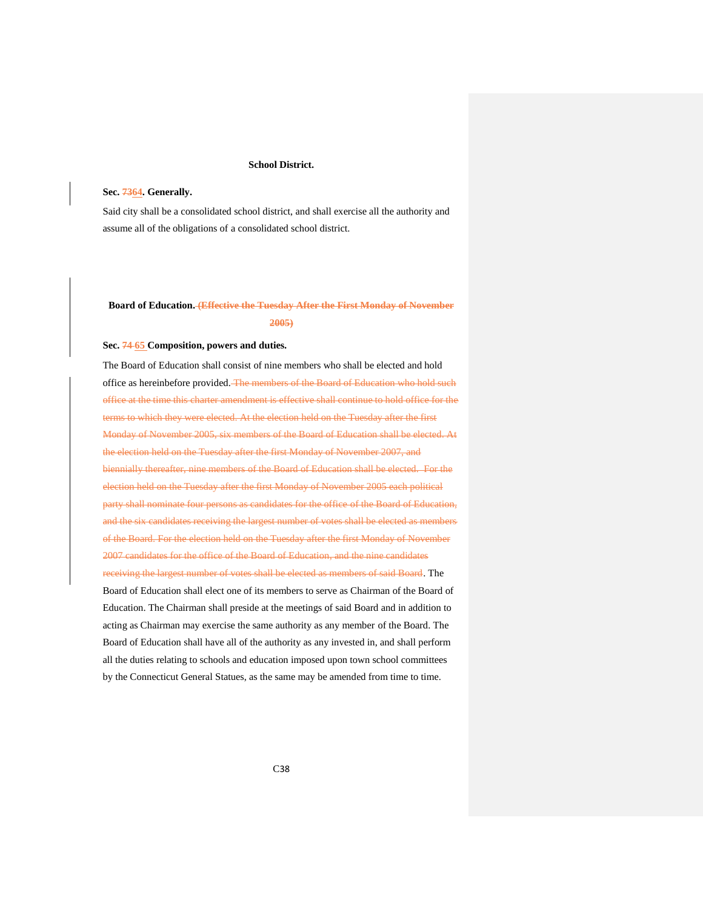### School District.

**Sec. ~~73~~64. Generally.**

Said city shall be a consolidated school district, and shall exercise all the authority and assume all of the obligations of a consolidated school district.

### Board of Education. ~~(Effective the Tuesday After the First Monday of November 2005)~~

**Sec. ~~74~~ 65 Composition, powers and duties.**

The Board of Education shall consist of nine members who shall be elected and hold office as hereinbefore provided. ~~The members of the Board of Education who hold such office at the time this charter amendment is effective shall continue to hold office for the terms to which they were elected. At the election held on the Tuesday after the first Monday of November 2005, six members of the Board of Education shall be elected. At the election held on the Tuesday after the first Monday of November 2007, and biennially thereafter, nine members of the Board of Education shall be elected. For the election held on the Tuesday after the first Monday of November 2005 each political party shall nominate four persons as candidates for the office of the Board of Education, and the six candidates receiving the largest number of votes shall be elected as members of the Board. For the election held on the Tuesday after the first Monday of November 2007 candidates for the office of the Board of Education, and the nine candidates receiving the largest number of votes shall be elected as members of said Board~~. The Board of Education shall elect one of its members to serve as Chairman of the Board of Education. The Chairman shall preside at the meetings of said Board and in addition to acting as Chairman may exercise the same authority as any member of the Board. The Board of Education shall have all of the authority as any invested in, and shall perform all the duties relating to schools and education imposed upon town school committees by the Connecticut General Statues, as the same may be amended from time to time.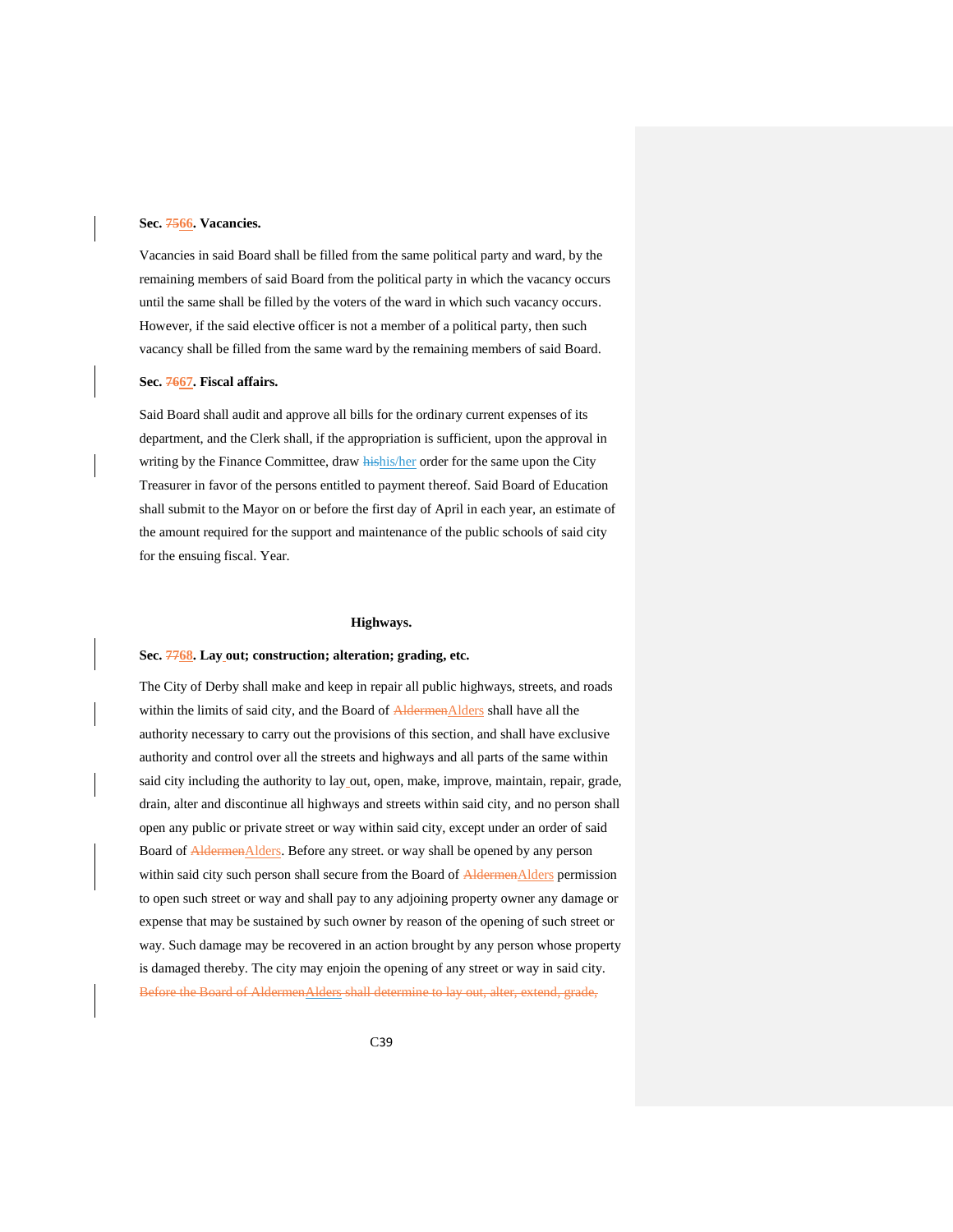**Sec. ~~75~~66. Vacancies.**

Vacancies in said Board shall be filled from the same political party and ward, by the remaining members of said Board from the political party in which the vacancy occurs until the same shall be filled by the voters of the ward in which such vacancy occurs. However, if the said elective officer is not a member of a political party, then such vacancy shall be filled from the same ward by the remaining members of said Board.

**Sec. ~~76~~67. Fiscal affairs.**

Said Board shall audit and approve all bills for the ordinary current expenses of its department, and the Clerk shall, if the appropriation is sufficient, upon the approval in writing by the Finance Committee, draw ~~his~~his/her order for the same upon the City Treasurer in favor of the persons entitled to payment thereof. Said Board of Education shall submit to the Mayor on or before the first day of April in each year, an estimate of the amount required for the support and maintenance of the public schools of said city for the ensuing fiscal. Year.

**Highways.**

**Sec. ~~77~~68. Lay out; construction; alteration; grading, etc.**

The City of Derby shall make and keep in repair all public highways, streets, and roads within the limits of said city, and the Board of ~~Aldermen~~Alders shall have all the authority necessary to carry out the provisions of this section, and shall have exclusive authority and control over all the streets and highways and all parts of the same within said city including the authority to lay out, open, make, improve, maintain, repair, grade, drain, alter and discontinue all highways and streets within said city, and no person shall open any public or private street or way within said city, except under an order of said Board of ~~Aldermen~~Alders. Before any street. or way shall be opened by any person within said city such person shall secure from the Board of ~~Aldermen~~Alders permission to open such street or way and shall pay to any adjoining property owner any damage or expense that may be sustained by such owner by reason of the opening of such street or way. Such damage may be recovered in an action brought by any person whose property is damaged thereby. The city may enjoin the opening of any street or way in said city. ~~Before the Board of AldermenAlders shall determine to lay out, alter, extend, grade,~~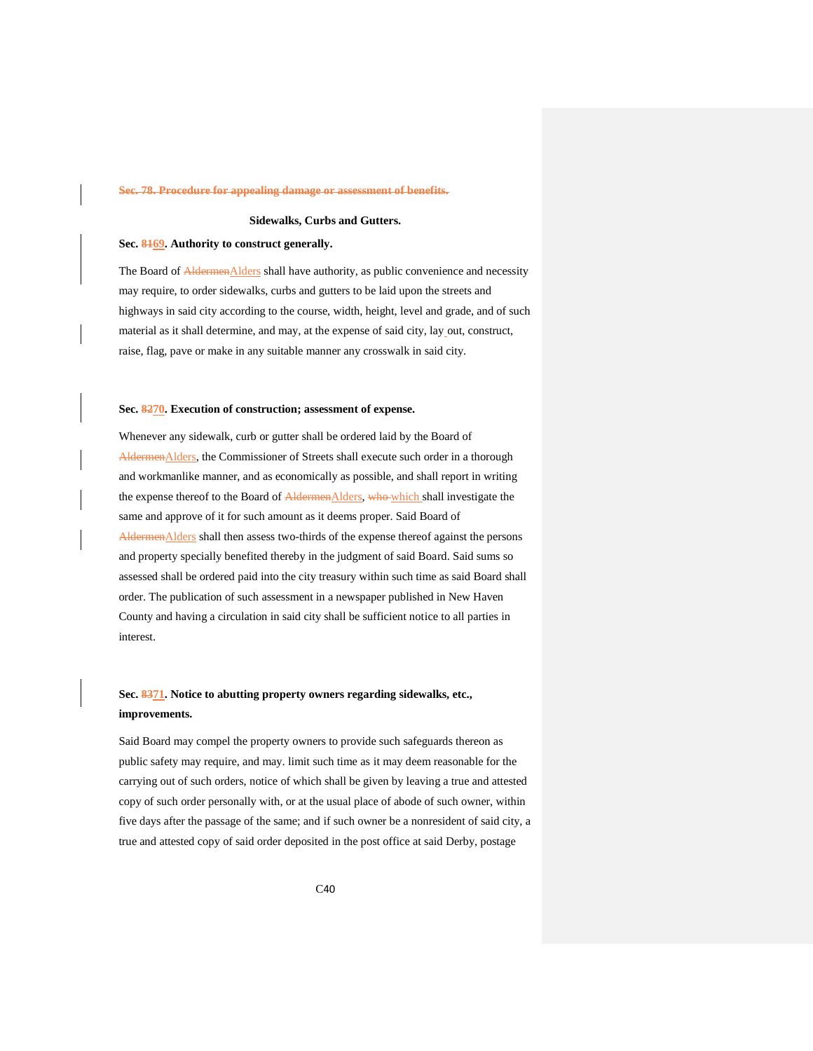~~**Sec. 78. Procedure for appealing damage or assessment of benefits.**~~

**Sidewalks, Curbs and Gutters.**

**Sec. ~~81~~69. Authority to construct generally.**

The Board of ~~Aldermen~~Alders shall have authority, as public convenience and necessity may require, to order sidewalks, curbs and gutters to be laid upon the streets and highways in said city according to the course, width, height, level and grade, and of such material as it shall determine, and may, at the expense of said city, lay out, construct, raise, flag, pave or make in any suitable manner any crosswalk in said city.

**Sec. ~~82~~70. Execution of construction; assessment of expense.**

Whenever any sidewalk, curb or gutter shall be ordered laid by the Board of ~~Aldermen~~Alders, the Commissioner of Streets shall execute such order in a thorough and workmanlike manner, and as economically as possible, and shall report in writing the expense thereof to the Board of ~~Aldermen~~Alders, ~~who~~ which shall investigate the same and approve of it for such amount as it deems proper. Said Board of ~~Aldermen~~Alders shall then assess two-thirds of the expense thereof against the persons and property specially benefited thereby in the judgment of said Board. Said sums so assessed shall be ordered paid into the city treasury within such time as said Board shall order. The publication of such assessment in a newspaper published in New Haven County and having a circulation in said city shall be sufficient notice to all parties in interest.

**Sec. ~~83~~71. Notice to abutting property owners regarding sidewalks, etc., improvements.**

Said Board may compel the property owners to provide such safeguards thereon as public safety may require, and may. limit such time as it may deem reasonable for the carrying out of such orders, notice of which shall be given by leaving a true and attested copy of such order personally with, or at the usual place of abode of such owner, within five days after the passage of the same; and if such owner be a nonresident of said city, a true and attested copy of said order deposited in the post office at said Derby, postage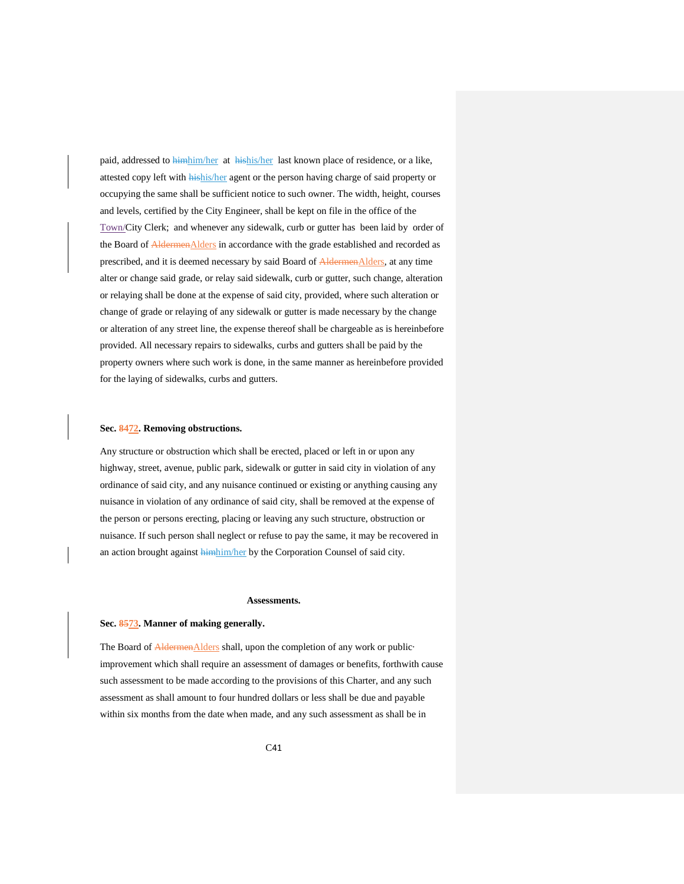paid, addressed to ~~him~~him/her at ~~his~~his/her last known place of residence, or a like, attested copy left with ~~his~~his/her agent or the person having charge of said property or occupying the same shall be sufficient notice to such owner. The width, height, courses and levels, certified by the City Engineer, shall be kept on file in the office of the Town/City Clerk; and whenever any sidewalk, curb or gutter has been laid by order of the Board of ~~Aldermen~~Alders in accordance with the grade established and recorded as prescribed, and it is deemed necessary by said Board of ~~Aldermen~~Alders, at any time alter or change said grade, or relay said sidewalk, curb or gutter, such change, alteration or relaying shall be done at the expense of said city, provided, where such alteration or change of grade or relaying of any sidewalk or gutter is made necessary by the change or alteration of any street line, the expense thereof shall be chargeable as is hereinbefore provided. All necessary repairs to sidewalks, curbs and gutters shall be paid by the property owners where such work is done, in the same manner as hereinbefore provided for the laying of sidewalks, curbs and gutters.

**Sec. ~~84~~72. Removing obstructions.**

Any structure or obstruction which shall be erected, placed or left in or upon any highway, street, avenue, public park, sidewalk or gutter in said city in violation of any ordinance of said city, and any nuisance continued or existing or anything causing any nuisance in violation of any ordinance of said city, shall be removed at the expense of the person or persons erecting, placing or leaving any such structure, obstruction or nuisance. If such person shall neglect or refuse to pay the same, it may be recovered in an action brought against ~~him~~him/her by the Corporation Counsel of said city.

**Assessments.**

**Sec. ~~85~~73. Manner of making generally.**

The Board of ~~Aldermen~~Alders shall, upon the completion of any work or public· improvement which shall require an assessment of damages or benefits, forthwith cause such assessment to be made according to the provisions of this Charter, and any such assessment as shall amount to four hundred dollars or less shall be due and payable within six months from the date when made, and any such assessment as shall be in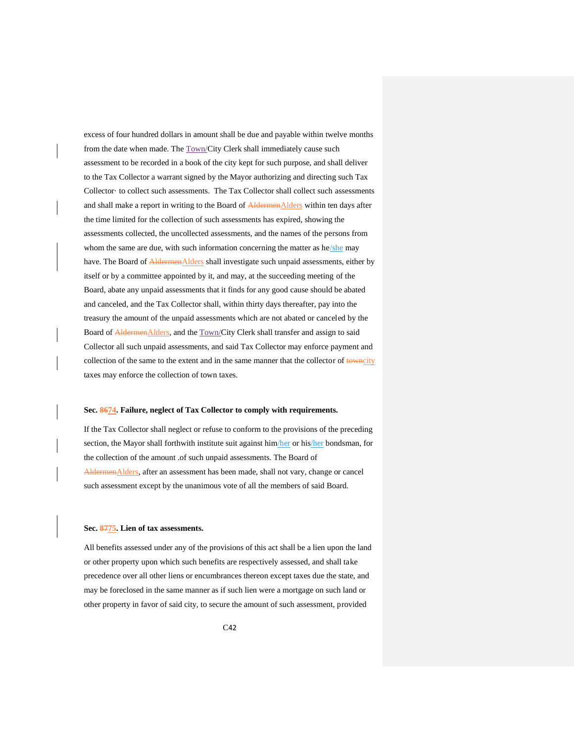excess of four hundred dollars in amount shall be due and payable within twelve months from the date when made. The Town/City Clerk shall immediately cause such assessment to be recorded in a book of the city kept for such purpose, and shall deliver to the Tax Collector a warrant signed by the Mayor authorizing and directing such Tax Collector· to collect such assessments. The Tax Collector shall collect such assessments and shall make a report in writing to the Board of ~~Aldermen~~Alders within ten days after the time limited for the collection of such assessments has expired, showing the assessments collected, the uncollected assessments, and the names of the persons from whom the same are due, with such information concerning the matter as he/she may have. The Board of ~~Aldermen~~Alders shall investigate such unpaid assessments, either by itself or by a committee appointed by it, and may, at the succeeding meeting of the Board, abate any unpaid assessments that it finds for any good cause should be abated and canceled, and the Tax Collector shall, within thirty days thereafter, pay into the treasury the amount of the unpaid assessments which are not abated or canceled by the Board of ~~Aldermen~~Alders, and the Town/City Clerk shall transfer and assign to said Collector all such unpaid assessments, and said Tax Collector may enforce payment and collection of the same to the extent and in the same manner that the collector of ~~town~~city taxes may enforce the collection of town taxes.

**Sec. ~~86~~74. Failure, neglect of Tax Collector to comply with requirements.**

If the Tax Collector shall neglect or refuse to conform to the provisions of the preceding section, the Mayor shall forthwith institute suit against him/her or his/her bondsman, for the collection of the amount .of such unpaid assessments. The Board of ~~Aldermen~~Alders, after an assessment has been made, shall not vary, change or cancel such assessment except by the unanimous vote of all the members of said Board.

**Sec. ~~87~~75. Lien of tax assessments.**

All benefits assessed under any of the provisions of this act shall be a lien upon the land or other property upon which such benefits are respectively assessed, and shall take precedence over all other liens or encumbrances thereon except taxes due the state, and may be foreclosed in the same manner as if such lien were a mortgage on such land or other property in favor of said city, to secure the amount of such assessment, provided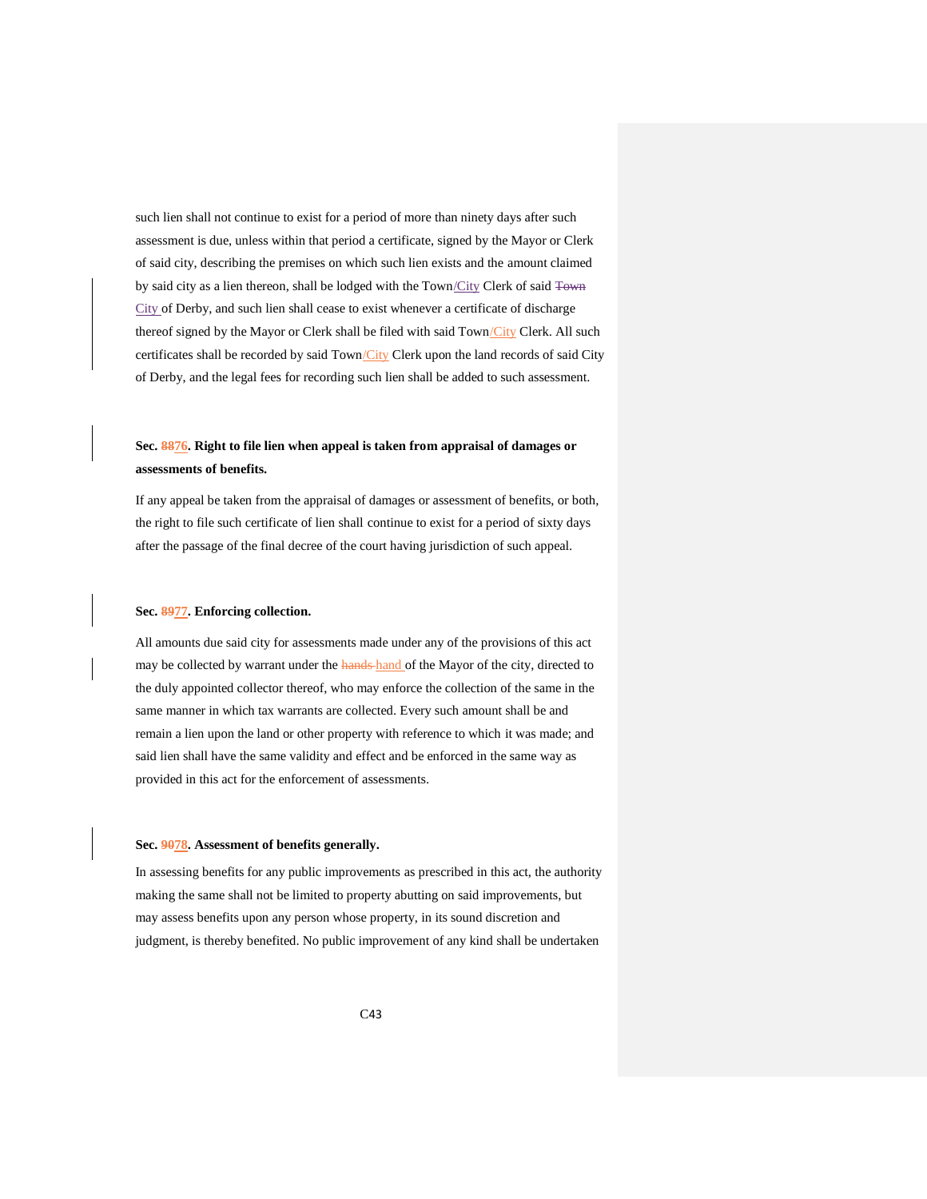such lien shall not continue to exist for a period of more than ninety days after such assessment is due, unless within that period a certificate, signed by the Mayor or Clerk of said city, describing the premises on which such lien exists and the amount claimed by said city as a lien thereon, shall be lodged with the Town/City Clerk of said ~~Town~~ City of Derby, and such lien shall cease to exist whenever a certificate of discharge thereof signed by the Mayor or Clerk shall be filed with said Town/City Clerk. All such certificates shall be recorded by said Town/City Clerk upon the land records of said City of Derby, and the legal fees for recording such lien shall be added to such assessment.

**Sec. ~~88~~76. Right to file lien when appeal is taken from appraisal of damages or assessments of benefits.**

If any appeal be taken from the appraisal of damages or assessment of benefits, or both, the right to file such certificate of lien shall continue to exist for a period of sixty days after the passage of the final decree of the court having jurisdiction of such appeal.

**Sec. ~~89~~77. Enforcing collection.**

All amounts due said city for assessments made under any of the provisions of this act may be collected by warrant under the ~~hands~~ hand of the Mayor of the city, directed to the duly appointed collector thereof, who may enforce the collection of the same in the same manner in which tax warrants are collected. Every such amount shall be and remain a lien upon the land or other property with reference to which it was made; and said lien shall have the same validity and effect and be enforced in the same way as provided in this act for the enforcement of assessments.

**Sec. ~~90~~78. Assessment of benefits generally.**

In assessing benefits for any public improvements as prescribed in this act, the authority making the same shall not be limited to property abutting on said improvements, but may assess benefits upon any person whose property, in its sound discretion and judgment, is thereby benefited. No public improvement of any kind shall be undertaken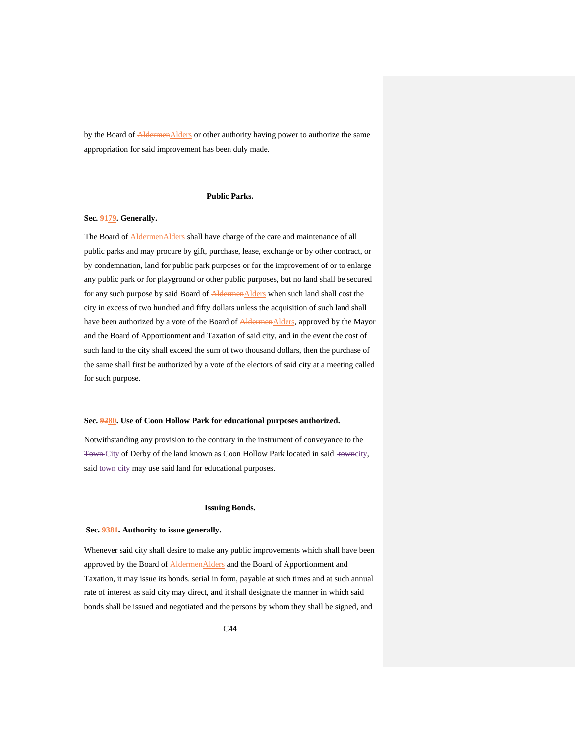by the Board of ~~Aldermen~~Alders or other authority having power to authorize the same appropriation for said improvement has been duly made.

**Public Parks.**

**Sec. ~~91~~79. Generally.**

The Board of ~~Aldermen~~Alders shall have charge of the care and maintenance of all public parks and may procure by gift, purchase, lease, exchange or by other contract, or by condemnation, land for public park purposes or for the improvement of or to enlarge any public park or for playground or other public purposes, but no land shall be secured for any such purpose by said Board of ~~Aldermen~~Alders when such land shall cost the city in excess of two hundred and fifty dollars unless the acquisition of such land shall have been authorized by a vote of the Board of ~~Aldermen~~Alders, approved by the Mayor and the Board of Apportionment and Taxation of said city, and in the event the cost of such land to the city shall exceed the sum of two thousand dollars, then the purchase of the same shall first be authorized by a vote of the electors of said city at a meeting called for such purpose.

**Sec. ~~92~~80. Use of Coon Hollow Park for educational purposes authorized.**

Notwithstanding any provision to the contrary in the instrument of conveyance to the ~~Town~~ City of Derby of the land known as Coon Hollow Park located in said ~~town~~city, said ~~town~~ city may use said land for educational purposes.

**Issuing Bonds.**

**Sec. ~~93~~81. Authority to issue generally.**

Whenever said city shall desire to make any public improvements which shall have been approved by the Board of ~~Aldermen~~Alders and the Board of Apportionment and Taxation, it may issue its bonds. serial in form, payable at such times and at such annual rate of interest as said city may direct, and it shall designate the manner in which said bonds shall be issued and negotiated and the persons by whom they shall be signed, and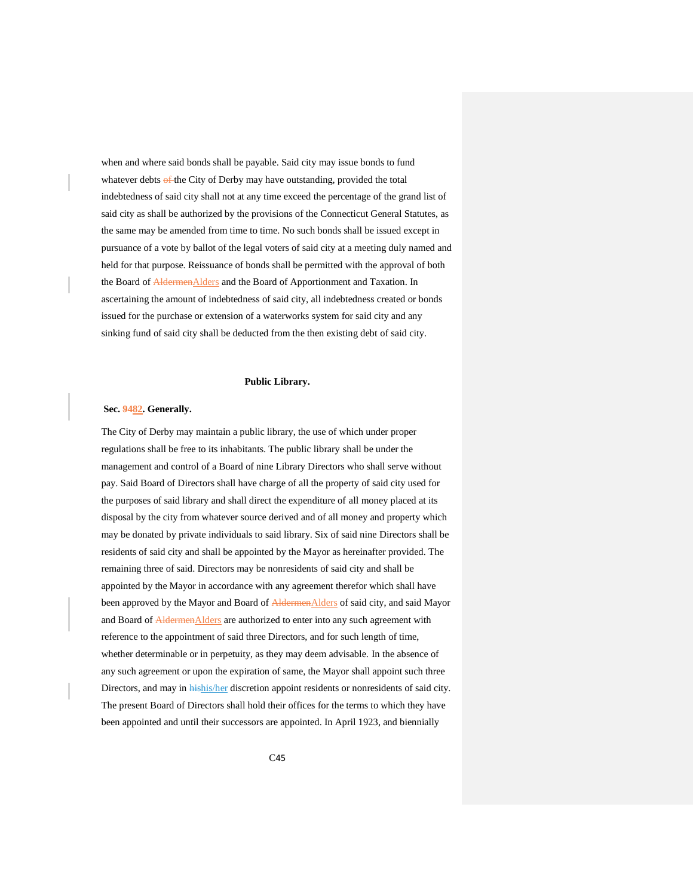when and where said bonds shall be payable. Said city may issue bonds to fund whatever debts ~~of~~ the City of Derby may have outstanding, provided the total indebtedness of said city shall not at any time exceed the percentage of the grand list of said city as shall be authorized by the provisions of the Connecticut General Statutes, as the same may be amended from time to time. No such bonds shall be issued except in pursuance of a vote by ballot of the legal voters of said city at a meeting duly named and held for that purpose. Reissuance of bonds shall be permitted with the approval of both the Board of ~~Aldermen~~Alders and the Board of Apportionment and Taxation. In ascertaining the amount of indebtedness of said city, all indebtedness created or bonds issued for the purchase or extension of a waterworks system for said city and any sinking fund of said city shall be deducted from the then existing debt of said city.

**Public Library.**

**Sec. ~~94~~82. Generally.**

The City of Derby may maintain a public library, the use of which under proper regulations shall be free to its inhabitants. The public library shall be under the management and control of a Board of nine Library Directors who shall serve without pay. Said Board of Directors shall have charge of all the property of said city used for the purposes of said library and shall direct the expenditure of all money placed at its disposal by the city from whatever source derived and of all money and property which may be donated by private individuals to said library. Six of said nine Directors shall be residents of said city and shall be appointed by the Mayor as hereinafter provided. The remaining three of said. Directors may be nonresidents of said city and shall be appointed by the Mayor in accordance with any agreement therefor which shall have been approved by the Mayor and Board of ~~Aldermen~~Alders of said city, and said Mayor and Board of ~~Aldermen~~Alders are authorized to enter into any such agreement with reference to the appointment of said three Directors, and for such length of time, whether determinable or in perpetuity, as they may deem advisable. In the absence of any such agreement or upon the expiration of same, the Mayor shall appoint such three Directors, and may in ~~his~~his/her discretion appoint residents or nonresidents of said city. The present Board of Directors shall hold their offices for the terms to which they have been appointed and until their successors are appointed. In April 1923, and biennially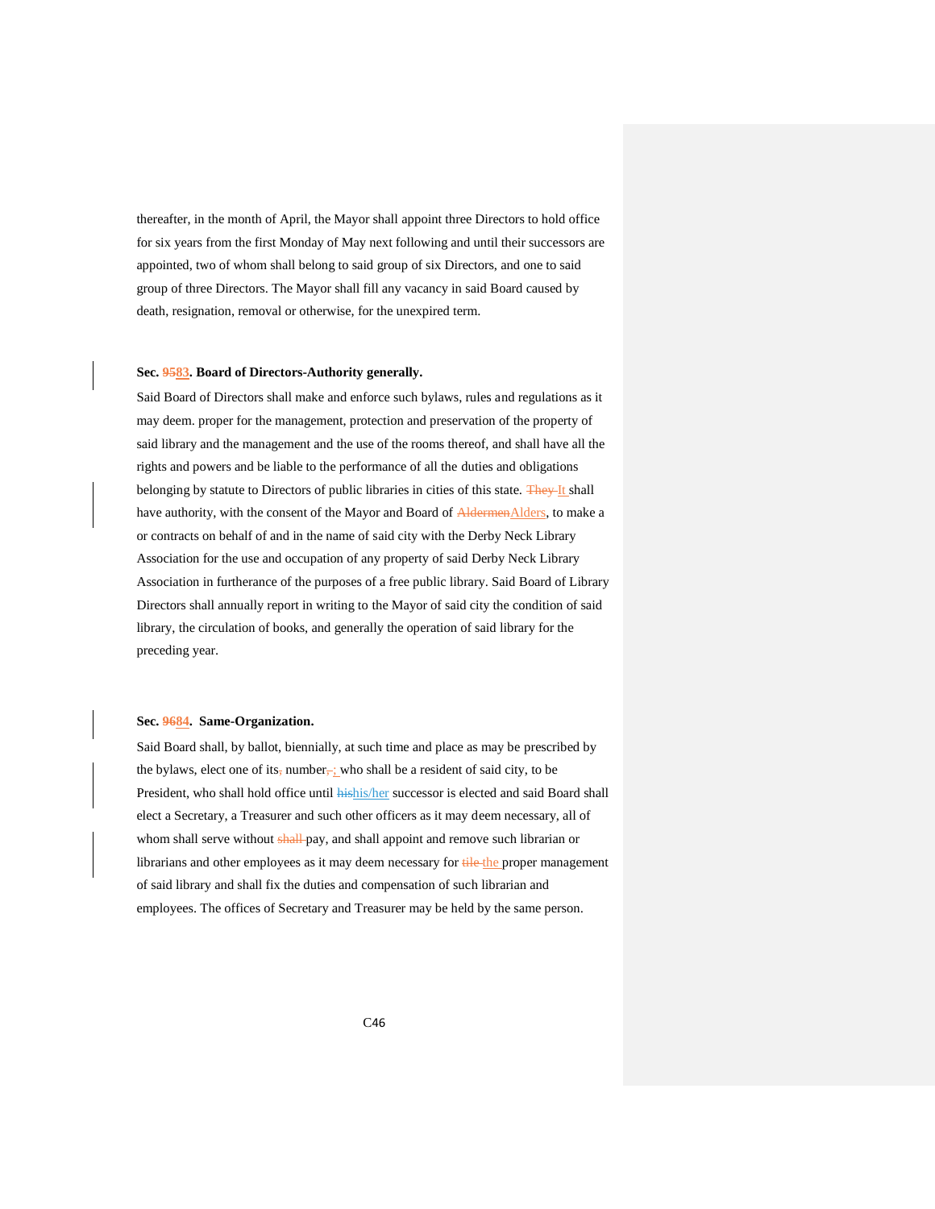thereafter, in the month of April, the Mayor shall appoint three Directors to hold office for six years from the first Monday of May next following and until their successors are appointed, two of whom shall belong to said group of six Directors, and one to said group of three Directors. The Mayor shall fill any vacancy in said Board caused by death, resignation, removal or otherwise, for the unexpired term.

**Sec. ~~95~~83. Board of Directors-Authority generally.**

Said Board of Directors shall make and enforce such bylaws, rules and regulations as it may deem. proper for the management, protection and preservation of the property of said library and the management and the use of the rooms thereof, and shall have all the rights and powers and be liable to the performance of all the duties and obligations belonging by statute to Directors of public libraries in cities of this state. ~~They~~ It shall have authority, with the consent of the Mayor and Board of ~~Aldermen~~Alders, to make a or contracts on behalf of and in the name of said city with the Derby Neck Library Association for the use and occupation of any property of said Derby Neck Library Association in furtherance of the purposes of a free public library. Said Board of Library Directors shall annually report in writing to the Mayor of said city the condition of said library, the circulation of books, and generally the operation of said library for the preceding year.

**Sec. ~~96~~84. Same-Organization.**

Said Board shall, by ballot, biennially, at such time and place as may be prescribed by the bylaws, elect one of its~~,~~ number~~,~~; who shall be a resident of said city, to be President, who shall hold office until ~~his~~his/her successor is elected and said Board shall elect a Secretary, a Treasurer and such other officers as it may deem necessary, all of whom shall serve without ~~shall~~ pay, and shall appoint and remove such librarian or librarians and other employees as it may deem necessary for ~~tile~~ the proper management of said library and shall fix the duties and compensation of such librarian and employees. The offices of Secretary and Treasurer may be held by the same person.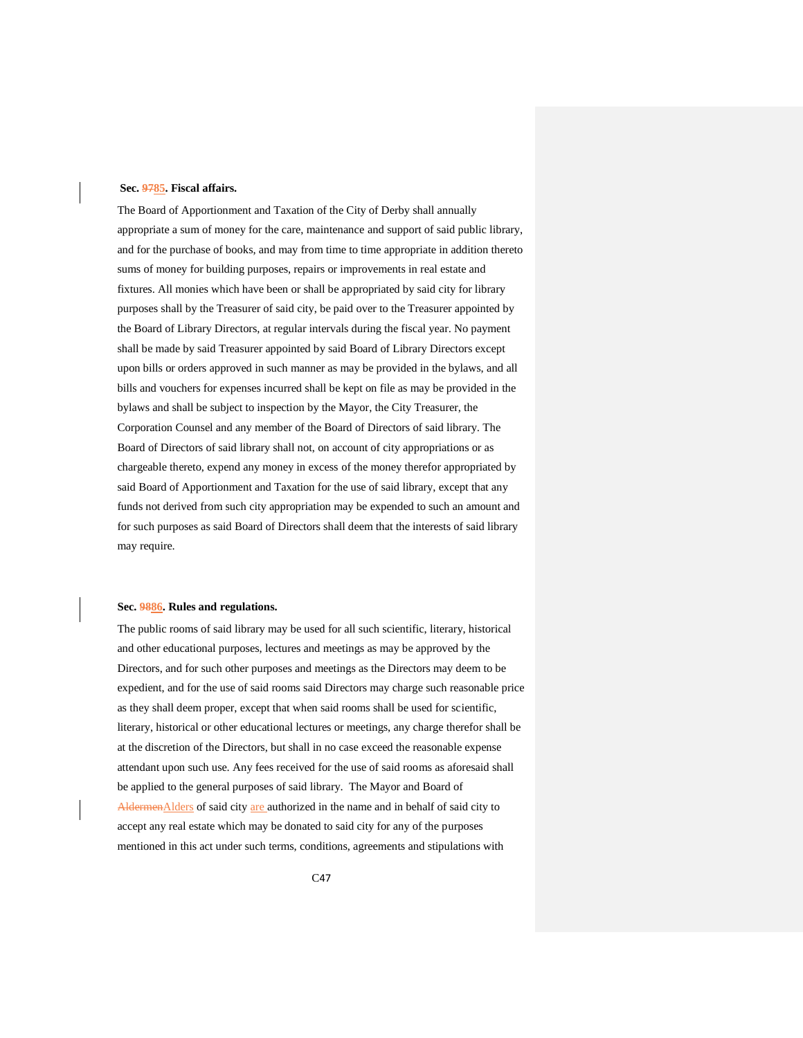**Sec. ~~97~~85. Fiscal affairs.**

The Board of Apportionment and Taxation of the City of Derby shall annually appropriate a sum of money for the care, maintenance and support of said public library, and for the purchase of books, and may from time to time appropriate in addition thereto sums of money for building purposes, repairs or improvements in real estate and fixtures. All monies which have been or shall be appropriated by said city for library purposes shall by the Treasurer of said city, be paid over to the Treasurer appointed by the Board of Library Directors, at regular intervals during the fiscal year. No payment shall be made by said Treasurer appointed by said Board of Library Directors except upon bills or orders approved in such manner as may be provided in the bylaws, and all bills and vouchers for expenses incurred shall be kept on file as may be provided in the bylaws and shall be subject to inspection by the Mayor, the City Treasurer, the Corporation Counsel and any member of the Board of Directors of said library. The Board of Directors of said library shall not, on account of city appropriations or as chargeable thereto, expend any money in excess of the money therefor appropriated by said Board of Apportionment and Taxation for the use of said library, except that any funds not derived from such city appropriation may be expended to such an amount and for such purposes as said Board of Directors shall deem that the interests of said library may require.

**Sec. ~~98~~86. Rules and regulations.**

The public rooms of said library may be used for all such scientific, literary, historical and other educational purposes, lectures and meetings as may be approved by the Directors, and for such other purposes and meetings as the Directors may deem to be expedient, and for the use of said rooms said Directors may charge such reasonable price as they shall deem proper, except that when said rooms shall be used for scientific, literary, historical or other educational lectures or meetings, any charge therefor shall be at the discretion of the Directors, but shall in no case exceed the reasonable expense attendant upon such use. Any fees received for the use of said rooms as aforesaid shall be applied to the general purposes of said library. The Mayor and Board of ~~Aldermen~~Alders of said city are authorized in the name and in behalf of said city to accept any real estate which may be donated to said city for any of the purposes mentioned in this act under such terms, conditions, agreements and stipulations with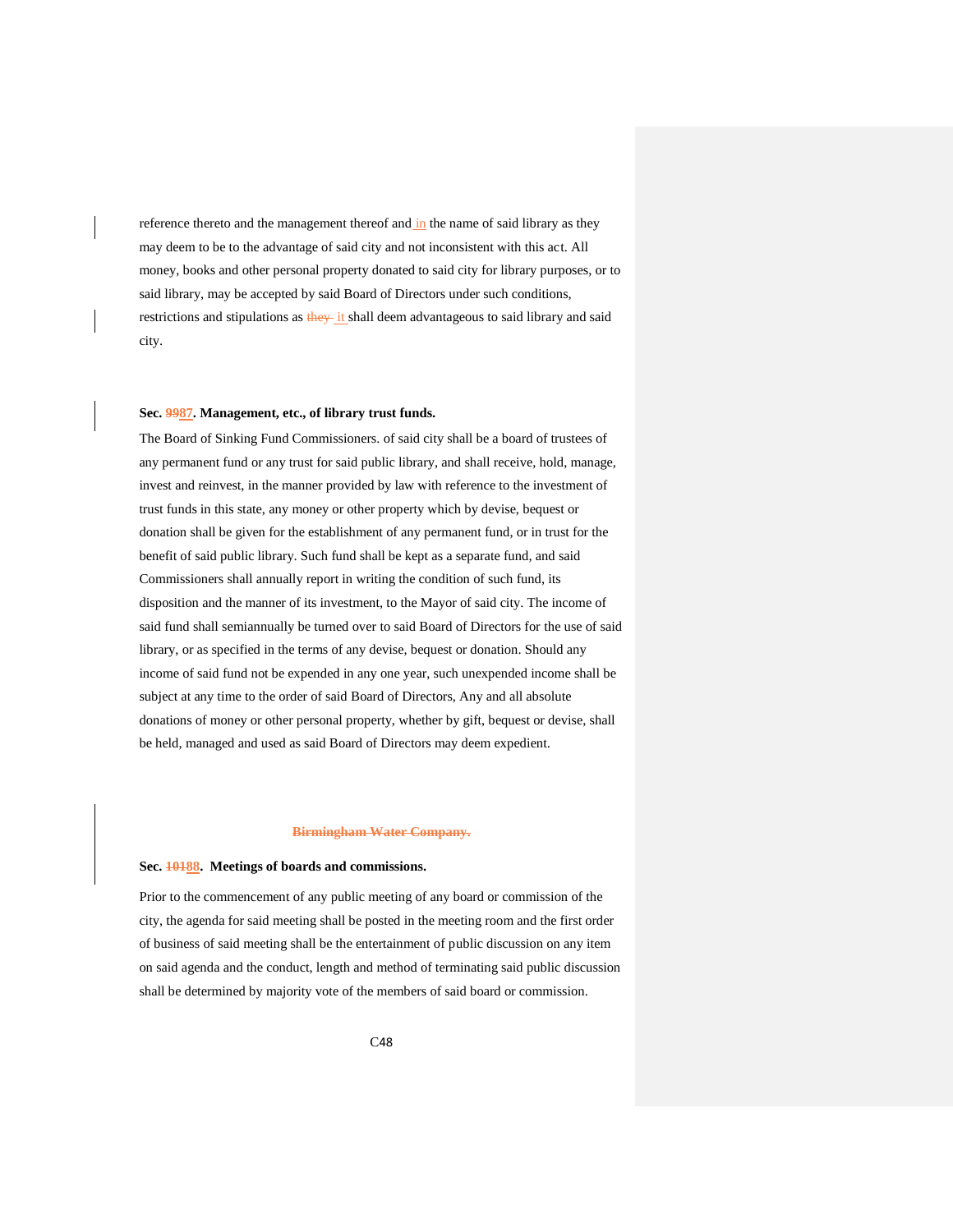reference thereto and the management thereof and in the name of said library as they may deem to be to the advantage of said city and not inconsistent with this act. All money, books and other personal property donated to said city for library purposes, or to said library, may be accepted by said Board of Directors under such conditions, restrictions and stipulations as ~~they~~ it shall deem advantageous to said library and said city.

**Sec. ~~99~~87. Management, etc., of library trust funds.**

The Board of Sinking Fund Commissioners. of said city shall be a board of trustees of any permanent fund or any trust for said public library, and shall receive, hold, manage, invest and reinvest, in the manner provided by law with reference to the investment of trust funds in this state, any money or other property which by devise, bequest or donation shall be given for the establishment of any permanent fund, or in trust for the benefit of said public library. Such fund shall be kept as a separate fund, and said Commissioners shall annually report in writing the condition of such fund, its disposition and the manner of its investment, to the Mayor of said city. The income of said fund shall semiannually be turned over to said Board of Directors for the use of said library, or as specified in the terms of any devise, bequest or donation. Should any income of said fund not be expended in any one year, such unexpended income shall be subject at any time to the order of said Board of Directors, Any and all absolute donations of money or other personal property, whether by gift, bequest or devise, shall be held, managed and used as said Board of Directors may deem expedient.

~~**Birmingham Water Company.**~~

**Sec. ~~101~~88. Meetings of boards and commissions.**

Prior to the commencement of any public meeting of any board or commission of the city, the agenda for said meeting shall be posted in the meeting room and the first order of business of said meeting shall be the entertainment of public discussion on any item on said agenda and the conduct, length and method of terminating said public discussion shall be determined by majority vote of the members of said board or commission.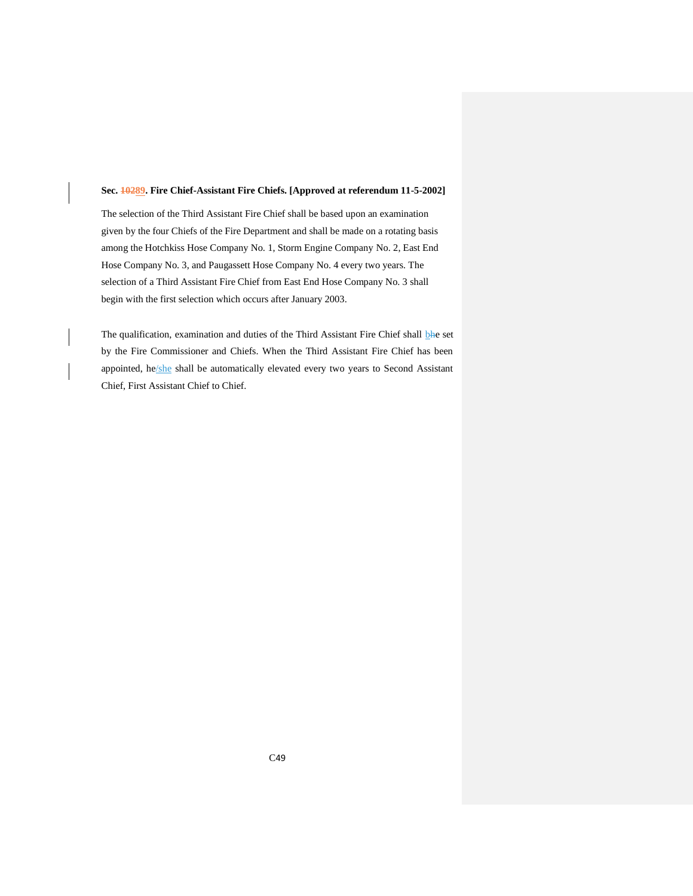**Sec. 10289. Fire Chief-Assistant Fire Chiefs. [Approved at referendum 11-5-2002]**

The selection of the Third Assistant Fire Chief shall be based upon an examination given by the four Chiefs of the Fire Department and shall be made on a rotating basis among the Hotchkiss Hose Company No. 1, Storm Engine Company No. 2, East End Hose Company No. 3, and Paugassett Hose Company No. 4 every two years. The selection of a Third Assistant Fire Chief from East End Hose Company No. 3 shall begin with the first selection which occurs after January 2003.

The qualification, examination and duties of the Third Assistant Fire Chief shall bhe set by the Fire Commissioner and Chiefs. When the Third Assistant Fire Chief has been appointed, he/she shall be automatically elevated every two years to Second Assistant Chief, First Assistant Chief to Chief.